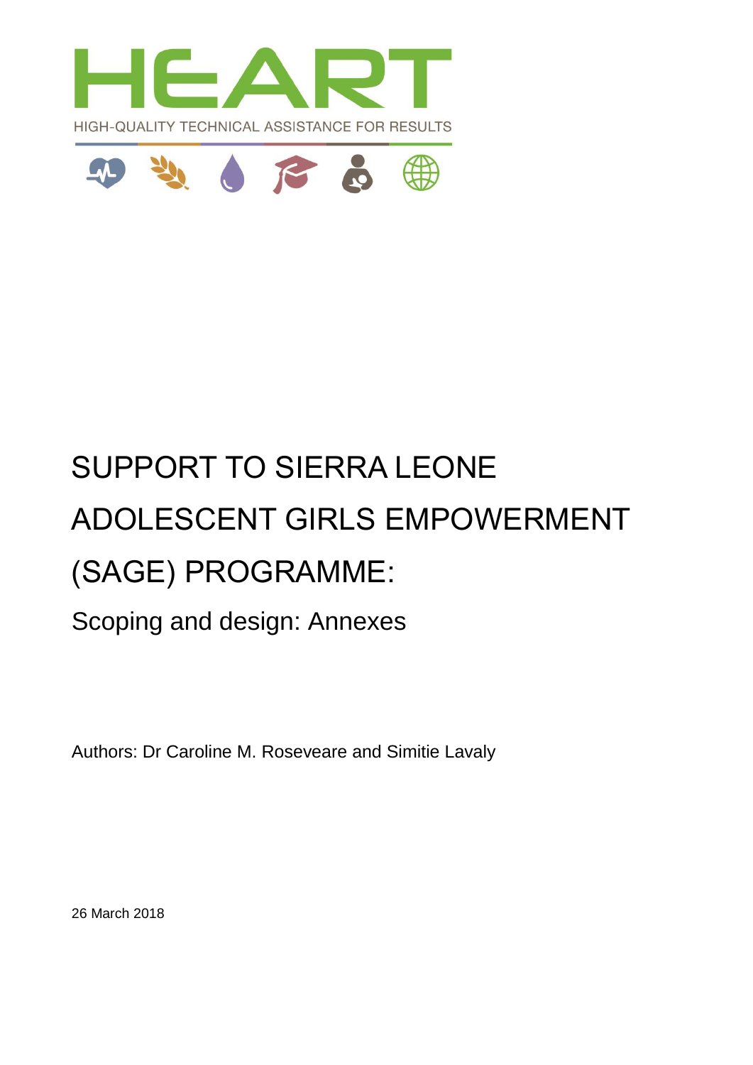HEART

HIGH-QUALITY TECHNICAL ASSISTANCE FOR RESULTS

# SUPPORT TO SIERRA LEONE ADOLESCENT GIRLS EMPOWERMENT (SAGE) PROGRAMME:

## Scoping and design: Annexes

Authors: Dr Caroline M. Roseveare and Simitie Lavaly

26 March 2018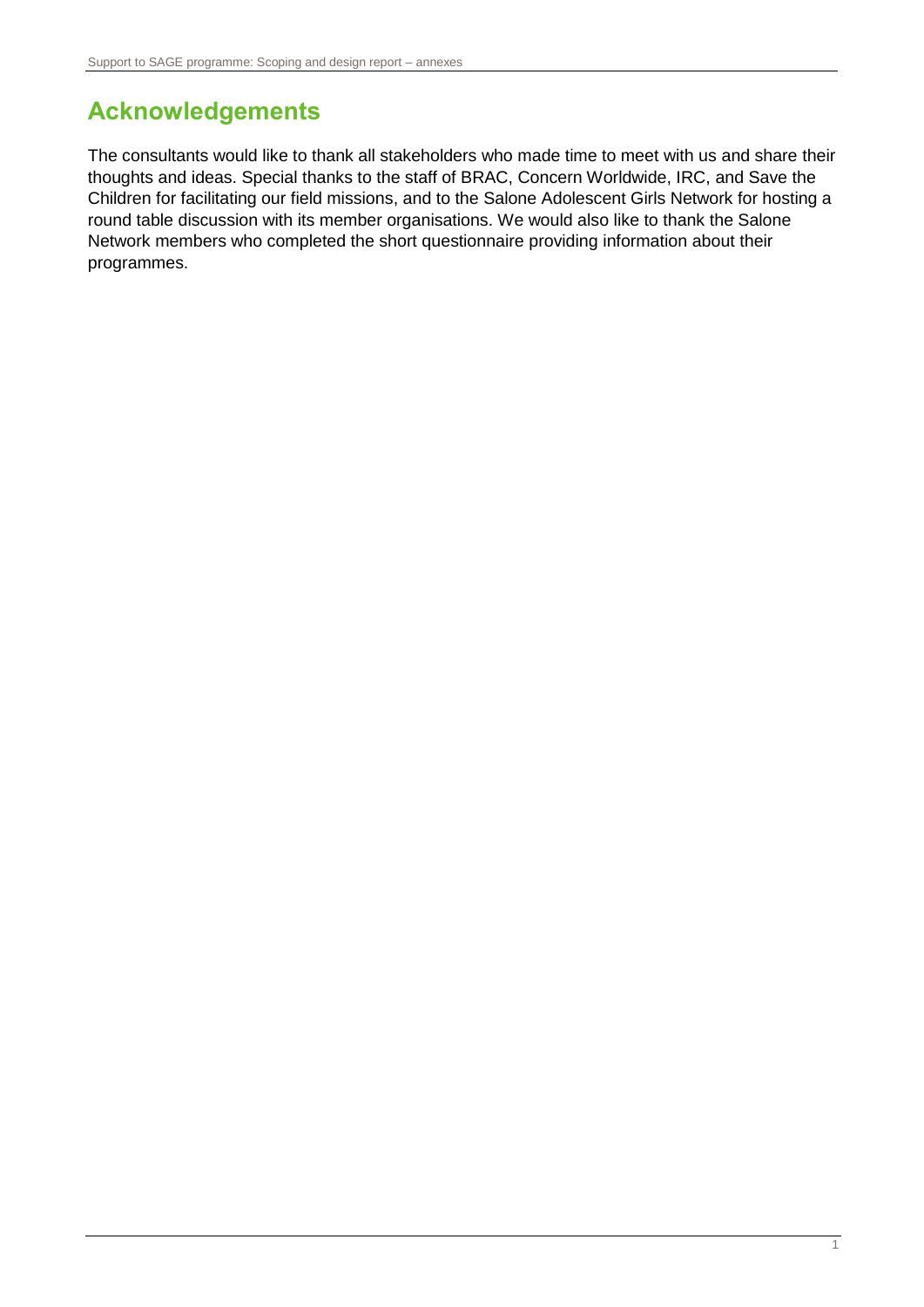## Acknowledgements

The consultants would like to thank all stakeholders who made time to meet with us and share their thoughts and ideas. Special thanks to the staff of BRAC, Concern Worldwide, IRC, and Save the Children for facilitating our field missions, and to the Salone Adolescent Girls Network for hosting a round table discussion with its member organisations. We would also like to thank the Salone Network members who completed the short questionnaire providing information about their programmes.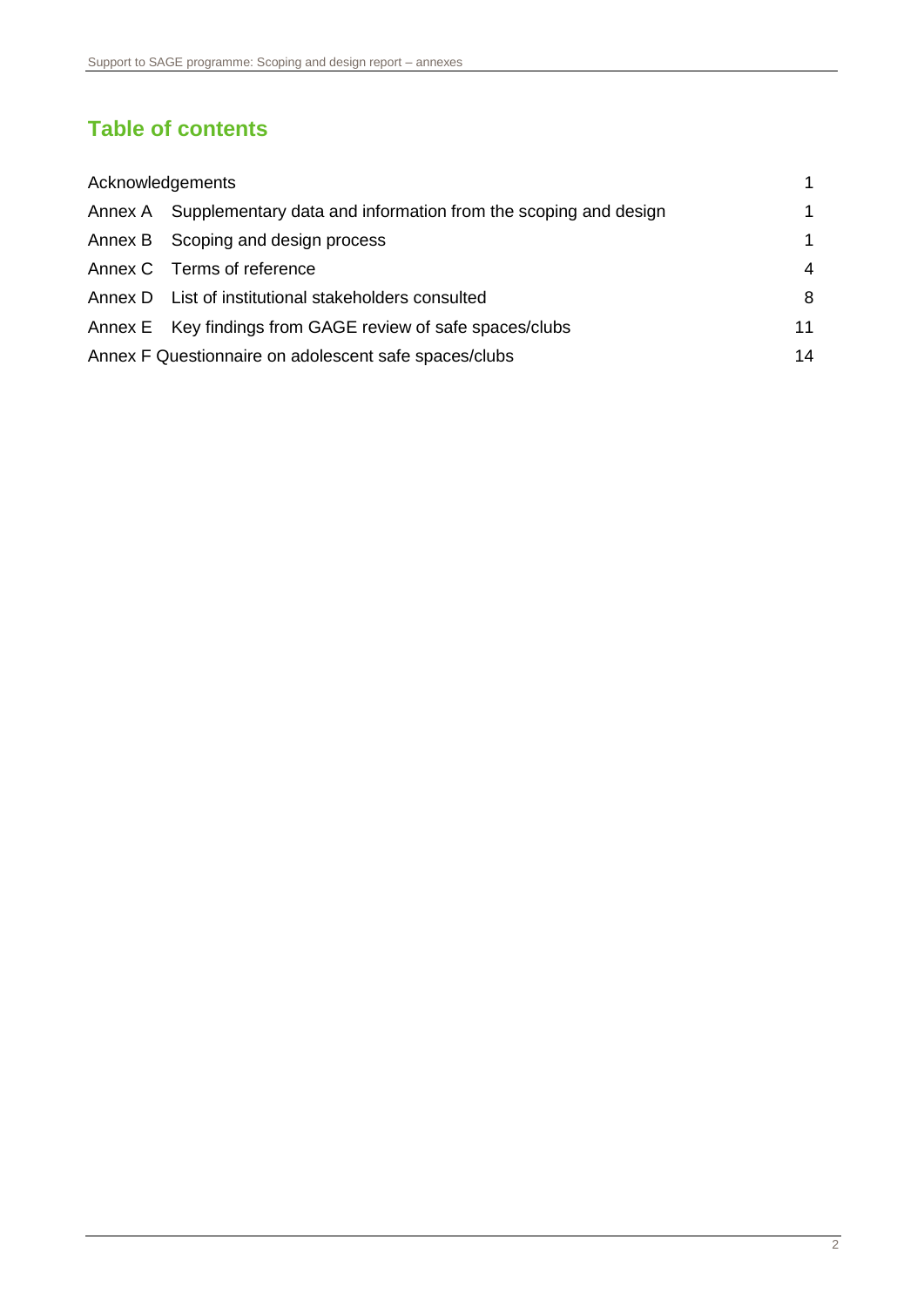## Table of contents

| | |
|---|---|
| Acknowledgements | 1 |
| Annex A Supplementary data and information from the scoping and design | 1 |
| Annex B Scoping and design process | 1 |
| Annex C Terms of reference | 4 |
| Annex D List of institutional stakeholders consulted | 8 |
| Annex E Key findings from GAGE review of safe spaces/clubs | 11 |
| Annex F Questionnaire on adolescent safe spaces/clubs | 14 |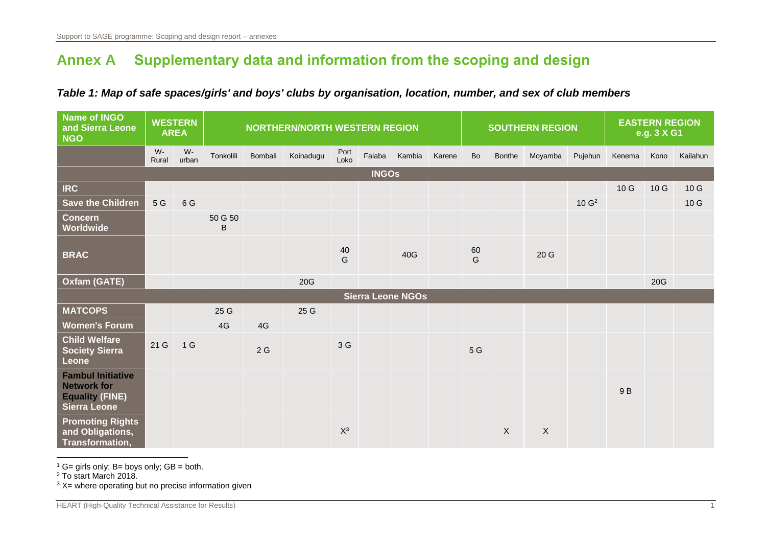# Annex A Supplementary data and information from the scoping and design

***Table 1: Map of safe spaces/girls' and boys' clubs by organisation, location, number, and sex of club members***

| Name of INGO and Sierra Leone NGO | WESTERN AREA | | NORTHERN/NORTH WESTERN REGION | | | | | | | SOUTHERN REGION | | | | EASTERN REGION e.g. 3 X G1 | | |
|---|---|---|---|---|---|---|---|---|---|---|---|---|---|---|---|---|
| | W-Rural | W-urban | Tonkolili | Bombali | Koinadugu | Port Loko | Falaba | Kambia | Karene | Bo | Bonthe | Moyamba | Pujehun | Kenema | Kono | Kailahun |
| **INGOs** | | | | | | | | | | | | | | | | |
| **IRC** | | | | | | | | | | | | | | 10 G | 10 G | 10 G |
| **Save the Children** | 5 G | 6 G | | | | | | | | | | | 10 G[2] | | | 10 G |
| **Concern Worldwide** | | | 50 G 50 B | | | | | | | | | | | | | |
| **BRAC** | | | | | | 40 G | | 40G | | 60 G | | 20 G | | | | |
| **Oxfam (GATE)** | | | | | 20G | | | | | | | | | | 20G | |
| **Sierra Leone NGOs** | | | | | | | | | | | | | | | | |
| **MATCOPS** | | | 25 G | | 25 G | | | | | | | | | | | |
| **Women's Forum** | | | 4G | 4G | | | | | | | | | | | | |
| **Child Welfare Society Sierra Leone** | 21 G | 1 G | | 2 G | | 3 G | | | | 5 G | | | | | | |
| **Fambul Initiative Network for Equality (FINE) Sierra Leone** | | | | | | | | | | | | | | 9 B | | |
| **Promoting Rights and Obligations, Transformation,** | | | | | | X[3] | | | | | X | X | | | | |

[1] G= girls only; B= boys only; GB = both.

[2] To start March 2018.

[3] X= where operating but no precise information given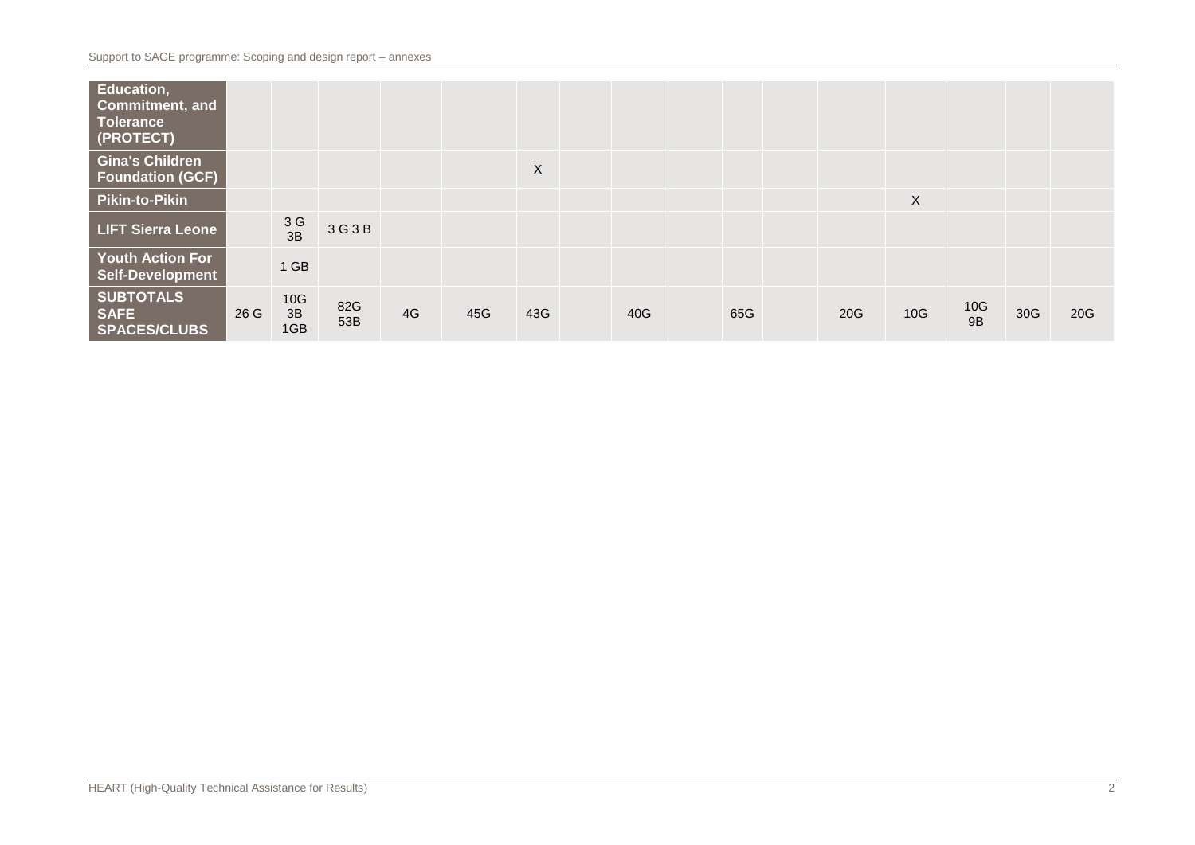| | | | | | | | | | | | | | | | | |
|---|---|---|---|---|---|---|---|---|---|---|---|---|---|---|---|---|
| **Education, Commitment, and Tolerance (PROTECT)** | | | | | | | | | | | | | | | | |
| **Gina's Children Foundation (GCF)** | | | | | | X | | | | | | | | | | |
| **Pikin-to-Pikin** | | | | | | | | | | | | | X | | | |
| **LIFT Sierra Leone** | | 3 G 3B | 3 G 3 B | | | | | | | | | | | | | |
| **Youth Action For Self-Development** | | 1 GB | | | | | | | | | | | | | | |
| **SUBTOTALS SAFE SPACES/CLUBS** | 26 G | 10G 3B 1GB | 82G 53B | 4G | 45G | 43G | | 40G | | 65G | | 20G | 10G | 10G 9B | 30G | 20G |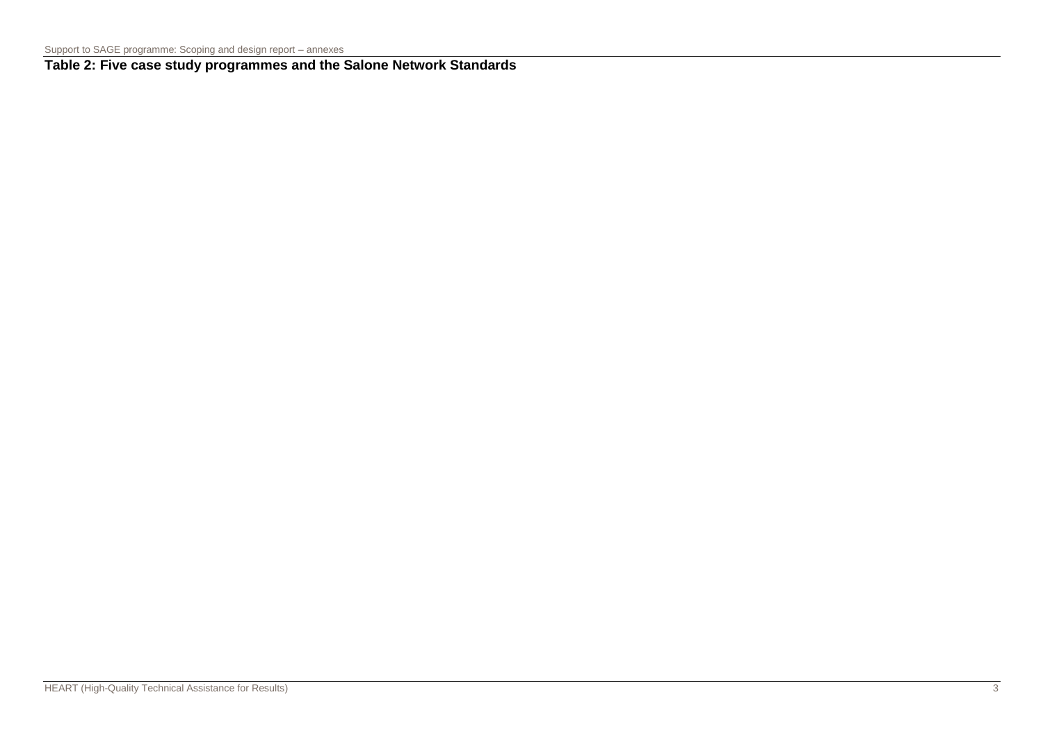**Table 2: Five case study programmes and the Salone Network Standards**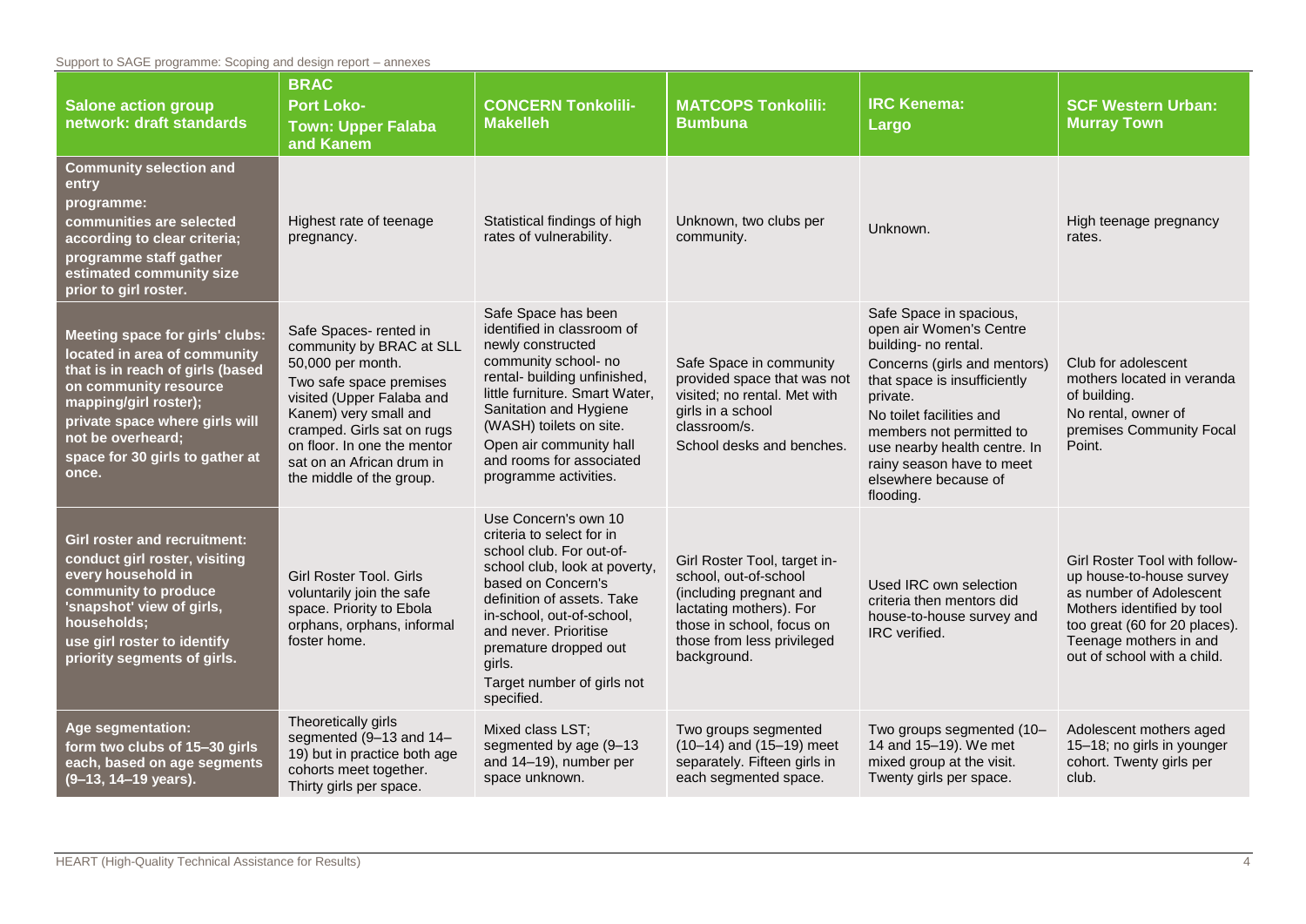| Salone action group network: draft standards | BRAC Port Loko- Town: Upper Falaba and Kanem | CONCERN Tonkolili-Makelleh | MATCOPS Tonkolili: Bumbuna | IRC Kenema: Largo | SCF Western Urban: Murray Town |
|---|---|---|---|---|---|
| **Community selection and entry programme: communities are selected according to clear criteria; programme staff gather estimated community size prior to girl roster.** | Highest rate of teenage pregnancy. | Statistical findings of high rates of vulnerability. | Unknown, two clubs per community. | Unknown. | High teenage pregnancy rates. |
| **Meeting space for girls' clubs: located in area of community that is in reach of girls (based on community resource mapping/girl roster); private space where girls will not be overheard; space for 30 girls to gather at once.** | Safe Spaces- rented in community by BRAC at SLL 50,000 per month. Two safe space premises visited (Upper Falaba and Kanem) very small and cramped. Girls sat on rugs on floor. In one the mentor sat on an African drum in the middle of the group. | Safe Space has been identified in classroom of newly constructed community school- no rental- building unfinished, little furniture. Smart Water, Sanitation and Hygiene (WASH) toilets on site. Open air community hall and rooms for associated programme activities. | Safe Space in community provided space that was not visited; no rental. Met with girls in a school classroom/s. School desks and benches. | Safe Space in spacious, open air Women's Centre building- no rental. Concerns (girls and mentors) that space is insufficiently private. No toilet facilities and members not permitted to use nearby health centre. In rainy season have to meet elsewhere because of flooding. | Club for adolescent mothers located in veranda of building. No rental, owner of premises Community Focal Point. |
| **Girl roster and recruitment: conduct girl roster, visiting every household in community to produce 'snapshot' view of girls, households; use girl roster to identify priority segments of girls.** | Girl Roster Tool. Girls voluntarily join the safe space. Priority to Ebola orphans, orphans, informal foster home. | Use Concern's own 10 criteria to select for in school club. For out-of-school club, look at poverty, based on Concern's definition of assets. Take in-school, out-of-school, and never. Prioritise premature dropped out girls. Target number of girls not specified. | Girl Roster Tool, target in-school, out-of-school (including pregnant and lactating mothers). For those in school, focus on those from less privileged background. | Used IRC own selection criteria then mentors did house-to-house survey and IRC verified. | Girl Roster Tool with follow-up house-to-house survey as number of Adolescent Mothers identified by tool too great (60 for 20 places). Teenage mothers in and out of school with a child. |
| **Age segmentation: form two clubs of 15–30 girls each, based on age segments (9–13, 14–19 years).** | Theoretically girls segmented (9–13 and 14–19) but in practice both age cohorts meet together. Thirty girls per space. | Mixed class LST; segmented by age (9–13 and 14–19), number per space unknown. | Two groups segmented (10–14) and (15–19) meet separately. Fifteen girls in each segmented space. | Two groups segmented (10–14 and 15–19). We met mixed group at the visit. Twenty girls per space. | Adolescent mothers aged 15–18; no girls in younger cohort. Twenty girls per club. |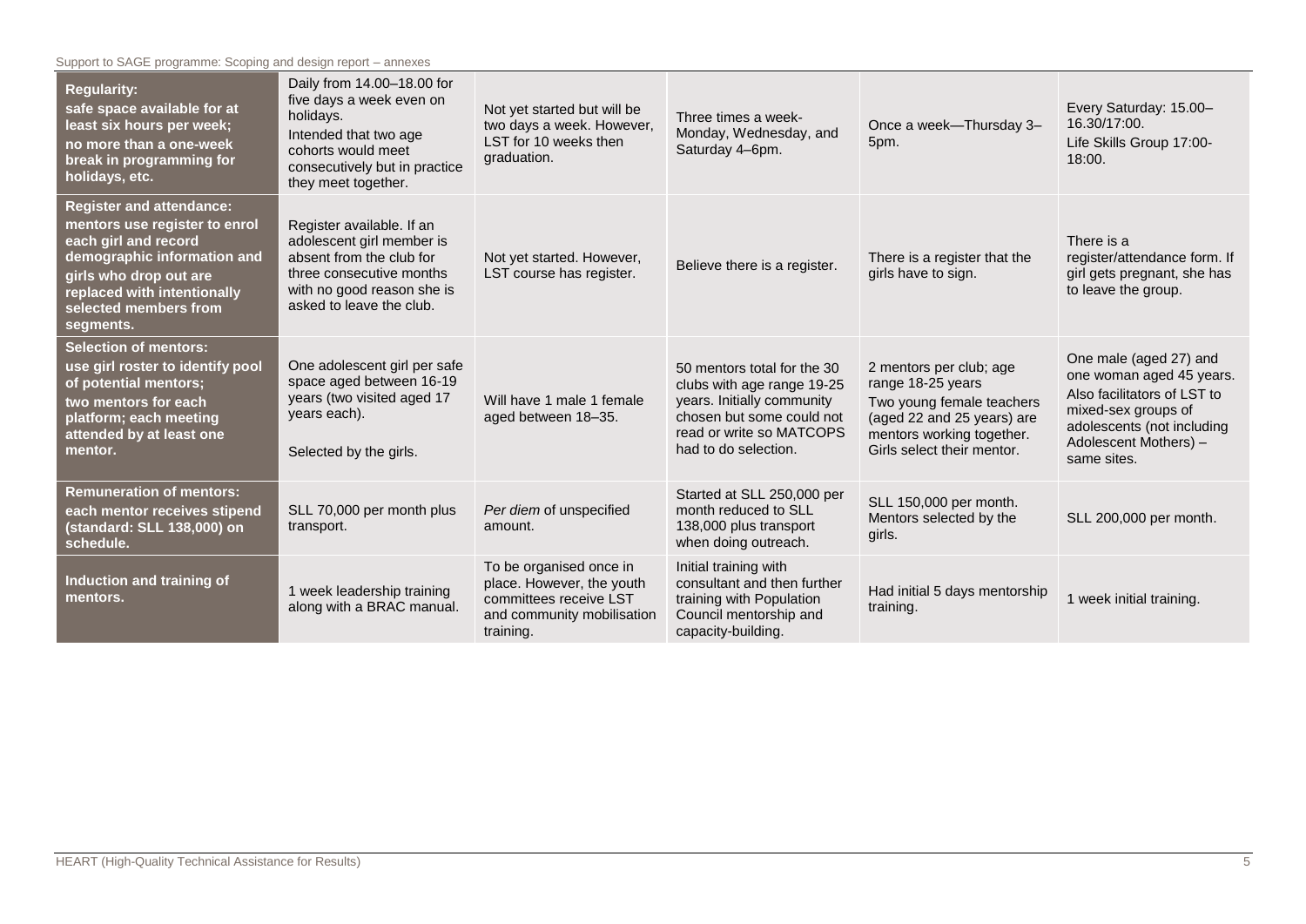| **Regularity:** **safe space available for at least six hours per week; no more than a one-week break in programming for holidays, etc.** | Daily from 14.00–18.00 for five days a week even on holidays. Intended that two age cohorts would meet consecutively but in practice they meet together. | Not yet started but will be two days a week. However, LST for 10 weeks then graduation. | Three times a week-Monday, Wednesday, and Saturday 4–6pm. | Once a week—Thursday 3–5pm. | Every Saturday: 15.00–16.30/17:00. Life Skills Group 17:00-18:00. |
|---|---|---|---|---|---|
| **Register and attendance:** **mentors use register to enrol each girl and record demographic information and girls who drop out are replaced with intentionally selected members from segments.** | Register available. If an adolescent girl member is absent from the club for three consecutive months with no good reason she is asked to leave the club. | Not yet started. However, LST course has register. | Believe there is a register. | There is a register that the girls have to sign. | There is a register/attendance form. If girl gets pregnant, she has to leave the group. |
| **Selection of mentors:** **use girl roster to identify pool of potential mentors; two mentors for each platform; each meeting attended by at least one mentor.** | One adolescent girl per safe space aged between 16-19 years (two visited aged 17 years each). Selected by the girls. | Will have 1 male 1 female aged between 18–35. | 50 mentors total for the 30 clubs with age range 19-25 years. Initially community chosen but some could not read or write so MATCOPS had to do selection. | 2 mentors per club; age range 18-25 years Two young female teachers (aged 22 and 25 years) are mentors working together. Girls select their mentor. | One male (aged 27) and one woman aged 45 years. Also facilitators of LST to mixed-sex groups of adolescents (not including Adolescent Mothers) – same sites. |
| **Remuneration of mentors:** **each mentor receives stipend (standard: SLL 138,000) on schedule.** | SLL 70,000 per month plus transport. | *Per diem* of unspecified amount. | Started at SLL 250,000 per month reduced to SLL 138,000 plus transport when doing outreach. | SLL 150,000 per month. Mentors selected by the girls. | SLL 200,000 per month. |
| **Induction and training of mentors.** | 1 week leadership training along with a BRAC manual. | To be organised once in place. However, the youth committees receive LST and community mobilisation training. | Initial training with consultant and then further training with Population Council mentorship and capacity-building. | Had initial 5 days mentorship training. | 1 week initial training. |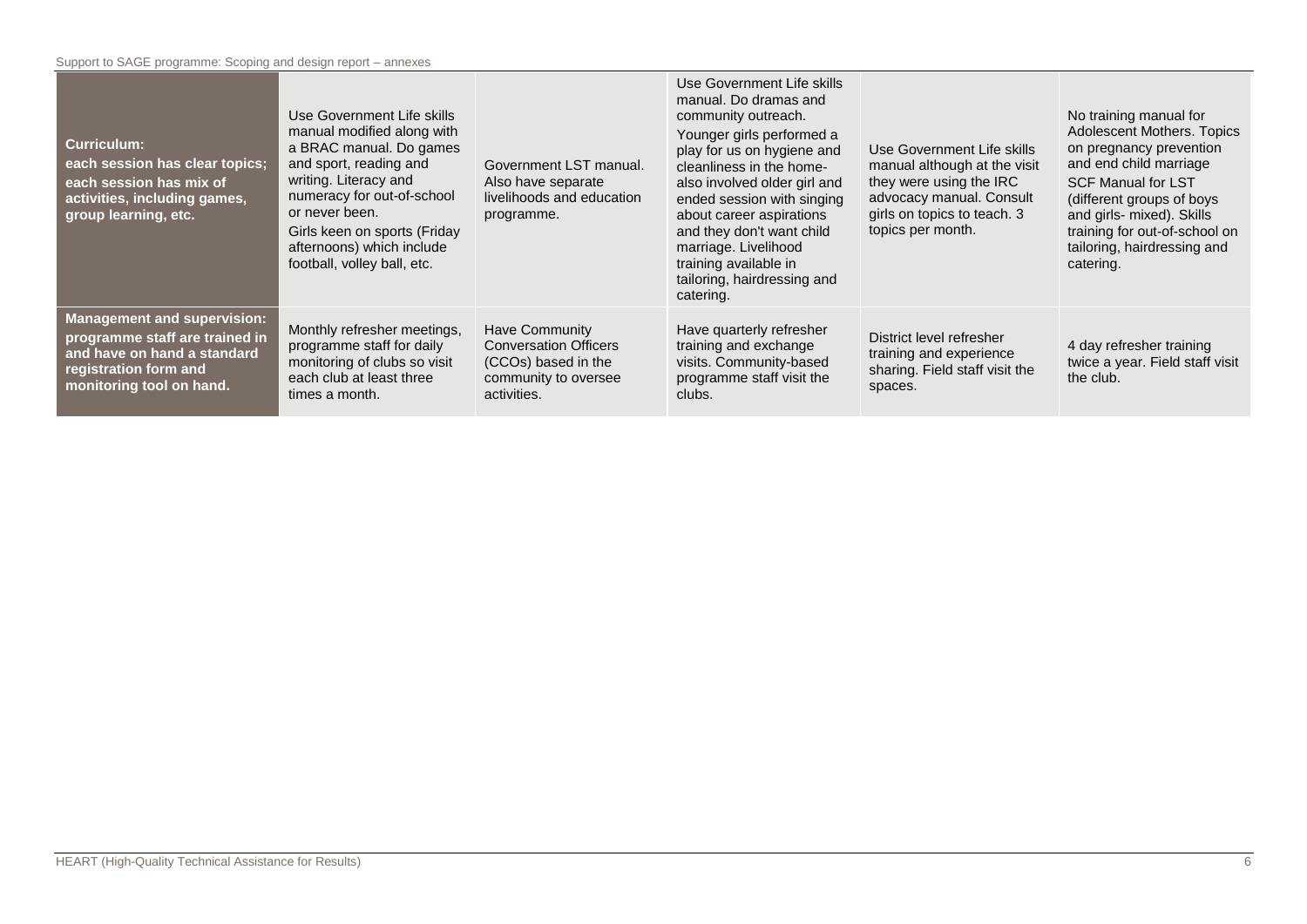| **Curriculum: each session has clear topics; each session has mix of activities, including games, group learning, etc.** | Use Government Life skills manual modified along with a BRAC manual. Do games and sport, reading and writing. Literacy and numeracy for out-of-school or never been. Girls keen on sports (Friday afternoons) which include football, volley ball, etc. | Government LST manual. Also have separate livelihoods and education programme. | Use Government Life skills manual. Do dramas and community outreach. Younger girls performed a play for us on hygiene and cleanliness in the home- also involved older girl and ended session with singing about career aspirations and they don't want child marriage. Livelihood training available in tailoring, hairdressing and catering. | Use Government Life skills manual although at the visit they were using the IRC advocacy manual. Consult girls on topics to teach. 3 topics per month. | No training manual for Adolescent Mothers. Topics on pregnancy prevention and end child marriage SCF Manual for LST (different groups of boys and girls- mixed). Skills training for out-of-school on tailoring, hairdressing and catering. |
|---|---|---|---|---|---|
| **Management and supervision: programme staff are trained in and have on hand a standard registration form and monitoring tool on hand.** | Monthly refresher meetings, programme staff for daily monitoring of clubs so visit each club at least three times a month. | Have Community Conversation Officers (CCOs) based in the community to oversee activities. | Have quarterly refresher training and exchange visits. Community-based programme staff visit the clubs. | District level refresher training and experience sharing. Field staff visit the spaces. | 4 day refresher training twice a year. Field staff visit the club. |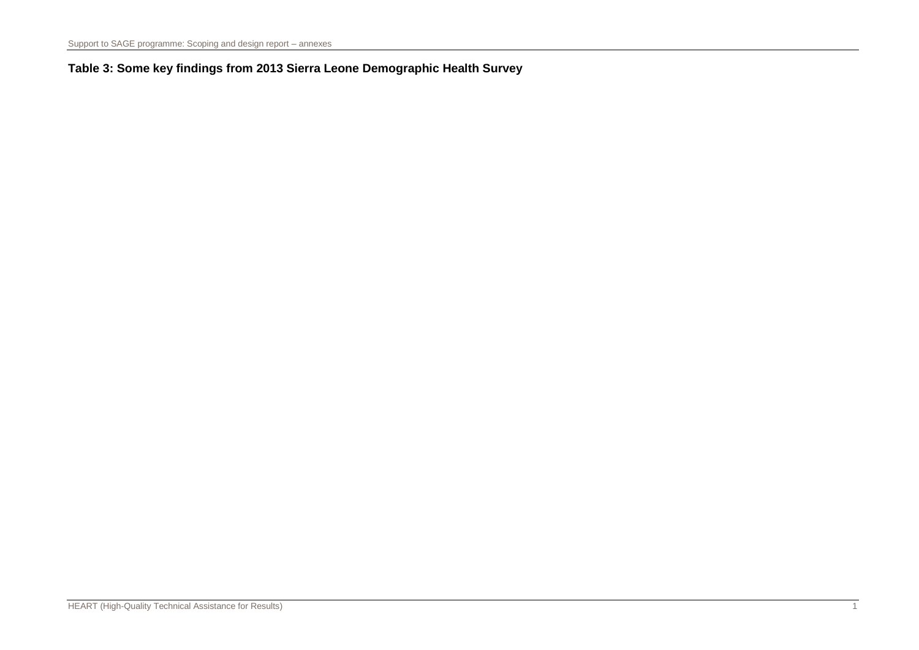**Table 3: Some key findings from 2013 Sierra Leone Demographic Health Survey**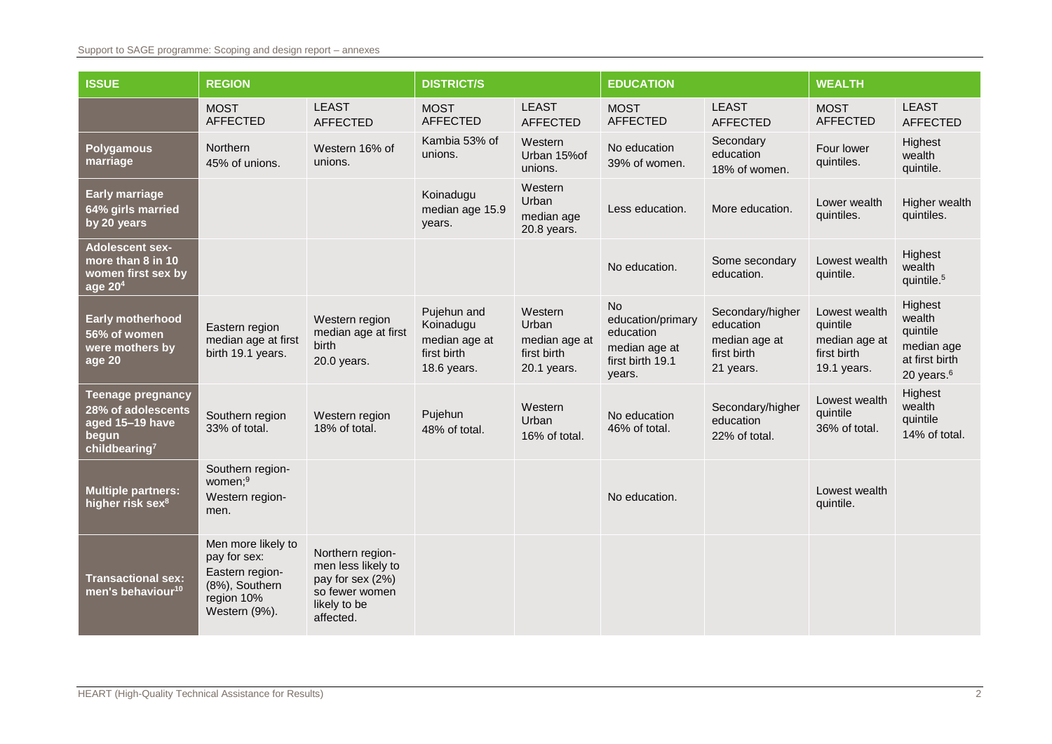| ISSUE | REGION | | DISTRICT/S | | EDUCATION | | WEALTH | |
|---|---|---|---|---|---|---|---|---|
| | MOST AFFECTED | LEAST AFFECTED | MOST AFFECTED | LEAST AFFECTED | MOST AFFECTED | LEAST AFFECTED | MOST AFFECTED | LEAST AFFECTED |
| **Polygamous marriage** | Northern 45% of unions. | Western 16% of unions. | Kambia 53% of unions. | Western Urban 15%of unions. | No education 39% of women. | Secondary education 18% of women. | Four lower quintiles. | Highest wealth quintile. |
| **Early marriage 64% girls married by 20 years** | | | Koinadugu median age 15.9 years. | Western Urban median age 20.8 years. | Less education. | More education. | Lower wealth quintiles. | Higher wealth quintiles. |
| **Adolescent sex- more than 8 in 10 women first sex by age 20**[4] | | | | | No education. | Some secondary education. | Lowest wealth quintile. | Highest wealth quintile.[5] |
| **Early motherhood 56% of women were mothers by age 20** | Eastern region median age at first birth 19.1 years. | Western region median age at first birth 20.0 years. | Pujehun and Koinadugu median age at first birth 18.6 years. | Western Urban median age at first birth 20.1 years. | No education/primary education median age at first birth 19.1 years. | Secondary/higher education median age at first birth 21 years. | Lowest wealth quintile median age at first birth 19.1 years. | Highest wealth quintile median age at first birth 20 years.[6] |
| **Teenage pregnancy 28% of adolescents aged 15–19 have begun childbearing**[7] | Southern region 33% of total. | Western region 18% of total. | Pujehun 48% of total. | Western Urban 16% of total. | No education 46% of total. | Secondary/higher education 22% of total. | Lowest wealth quintile 36% of total. | Highest wealth quintile 14% of total. |
| **Multiple partners: higher risk sex**[8] | Southern region- women;[9] Western region- men. | | | | No education. | | Lowest wealth quintile. | |
| **Transactional sex: men's behaviour**[10] | Men more likely to pay for sex: Eastern region- (8%), Southern region 10% Western (9%). | Northern region- men less likely to pay for sex (2%) so fewer women likely to be affected. | | | | | | |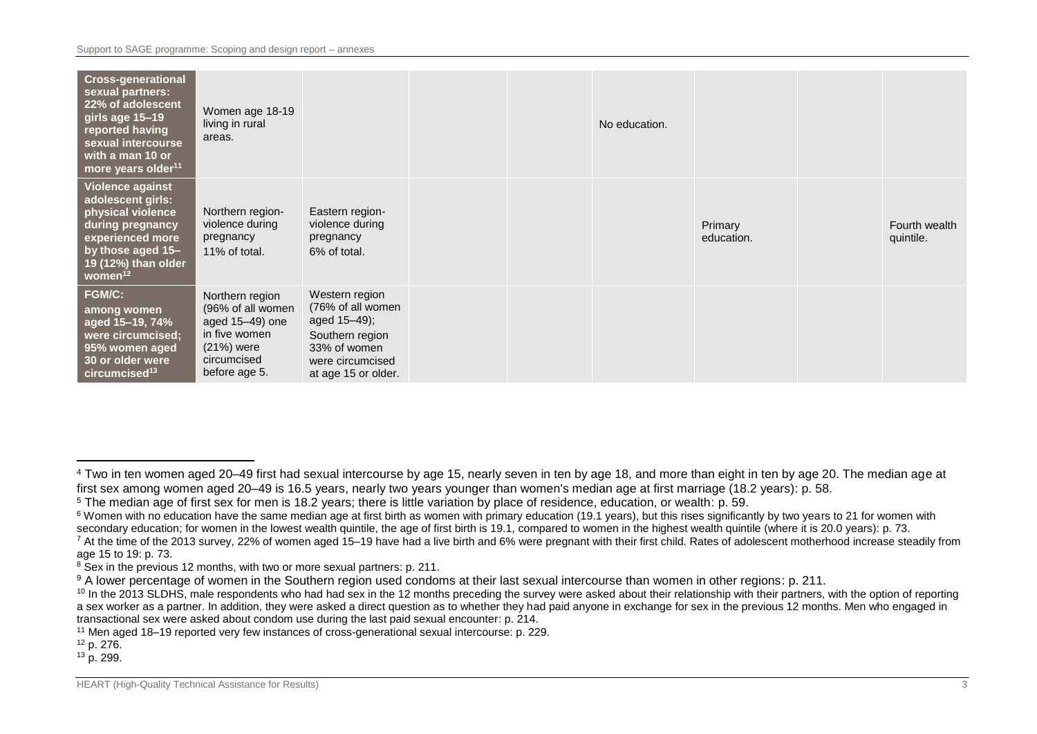| | | | | | | | | |
|---|---|---|---|---|---|---|---|---|
| **Cross-generational sexual partners: 22% of adolescent girls age 15–19 reported having sexual intercourse with a man 10 or more years older[11]** | Women age 18-19 living in rural areas. | | | | No education. | | | |
| **Violence against adolescent girls: physical violence during pregnancy experienced more by those aged 15–19 (12%) than older women[12]** | Northern region- violence during pregnancy 11% of total. | Eastern region- violence during pregnancy 6% of total. | | | | Primary education. | | Fourth wealth quintile. |
| **FGM/C: among women aged 15–19, 74% were circumcised; 95% women aged 30 or older were circumcised[13]** | Northern region (96% of all women aged 15–49) one in five women (21%) were circumcised before age 5. | Western region (76% of all women aged 15–49); Southern region 33% of women were circumcised at age 15 or older. | | | | | | |

[4] Two in ten women aged 20–49 first had sexual intercourse by age 15, nearly seven in ten by age 18, and more than eight in ten by age 20. The median age at first sex among women aged 20–49 is 16.5 years, nearly two years younger than women's median age at first marriage (18.2 years): p. 58.

[5] The median age of first sex for men is 18.2 years; there is little variation by place of residence, education, or wealth: p. 59.

[6] Women with no education have the same median age at first birth as women with primary education (19.1 years), but this rises significantly by two years to 21 for women with secondary education; for women in the lowest wealth quintile, the age of first birth is 19.1, compared to women in the highest wealth quintile (where it is 20.0 years): p. 73.

[7] At the time of the 2013 survey, 22% of women aged 15–19 have had a live birth and 6% were pregnant with their first child. Rates of adolescent motherhood increase steadily from age 15 to 19: p. 73.

[8] Sex in the previous 12 months, with two or more sexual partners: p. 211.

[9] A lower percentage of women in the Southern region used condoms at their last sexual intercourse than women in other regions: p. 211.

[10] In the 2013 SLDHS, male respondents who had had sex in the 12 months preceding the survey were asked about their relationship with their partners, with the option of reporting a sex worker as a partner. In addition, they were asked a direct question as to whether they had paid anyone in exchange for sex in the previous 12 months. Men who engaged in transactional sex were asked about condom use during the last paid sexual encounter: p. 214.

[11] Men aged 18–19 reported very few instances of cross-generational sexual intercourse: p. 229.

[12] p. 276.

[13] p. 299.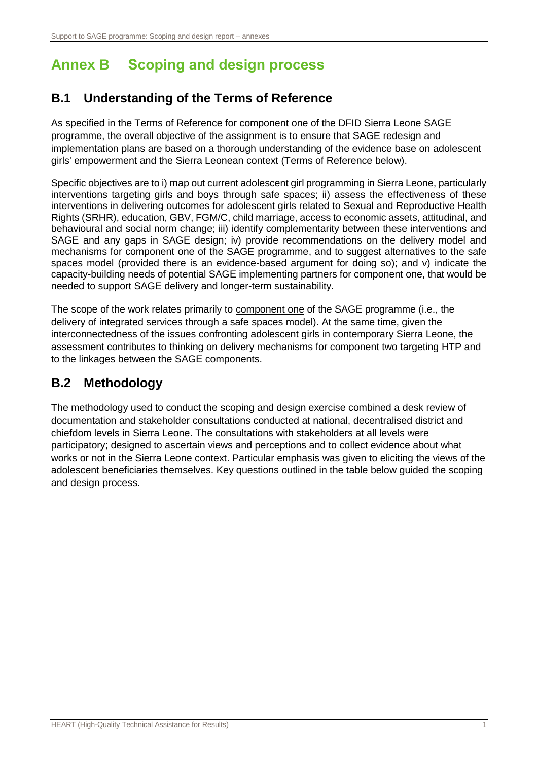# Annex B Scoping and design process

## B.1 Understanding of the Terms of Reference

As specified in the Terms of Reference for component one of the DFID Sierra Leone SAGE programme, the overall objective of the assignment is to ensure that SAGE redesign and implementation plans are based on a thorough understanding of the evidence base on adolescent girls' empowerment and the Sierra Leonean context (Terms of Reference below).

Specific objectives are to i) map out current adolescent girl programming in Sierra Leone, particularly interventions targeting girls and boys through safe spaces; ii) assess the effectiveness of these interventions in delivering outcomes for adolescent girls related to Sexual and Reproductive Health Rights (SRHR), education, GBV, FGM/C, child marriage, access to economic assets, attitudinal, and behavioural and social norm change; iii) identify complementarity between these interventions and SAGE and any gaps in SAGE design; iv) provide recommendations on the delivery model and mechanisms for component one of the SAGE programme, and to suggest alternatives to the safe spaces model (provided there is an evidence-based argument for doing so); and v) indicate the capacity-building needs of potential SAGE implementing partners for component one, that would be needed to support SAGE delivery and longer-term sustainability.

The scope of the work relates primarily to component one of the SAGE programme (i.e., the delivery of integrated services through a safe spaces model). At the same time, given the interconnectedness of the issues confronting adolescent girls in contemporary Sierra Leone, the assessment contributes to thinking on delivery mechanisms for component two targeting HTP and to the linkages between the SAGE components.

## B.2 Methodology

The methodology used to conduct the scoping and design exercise combined a desk review of documentation and stakeholder consultations conducted at national, decentralised district and chiefdom levels in Sierra Leone. The consultations with stakeholders at all levels were participatory; designed to ascertain views and perceptions and to collect evidence about what works or not in the Sierra Leone context. Particular emphasis was given to eliciting the views of the adolescent beneficiaries themselves. Key questions outlined in the table below guided the scoping and design process.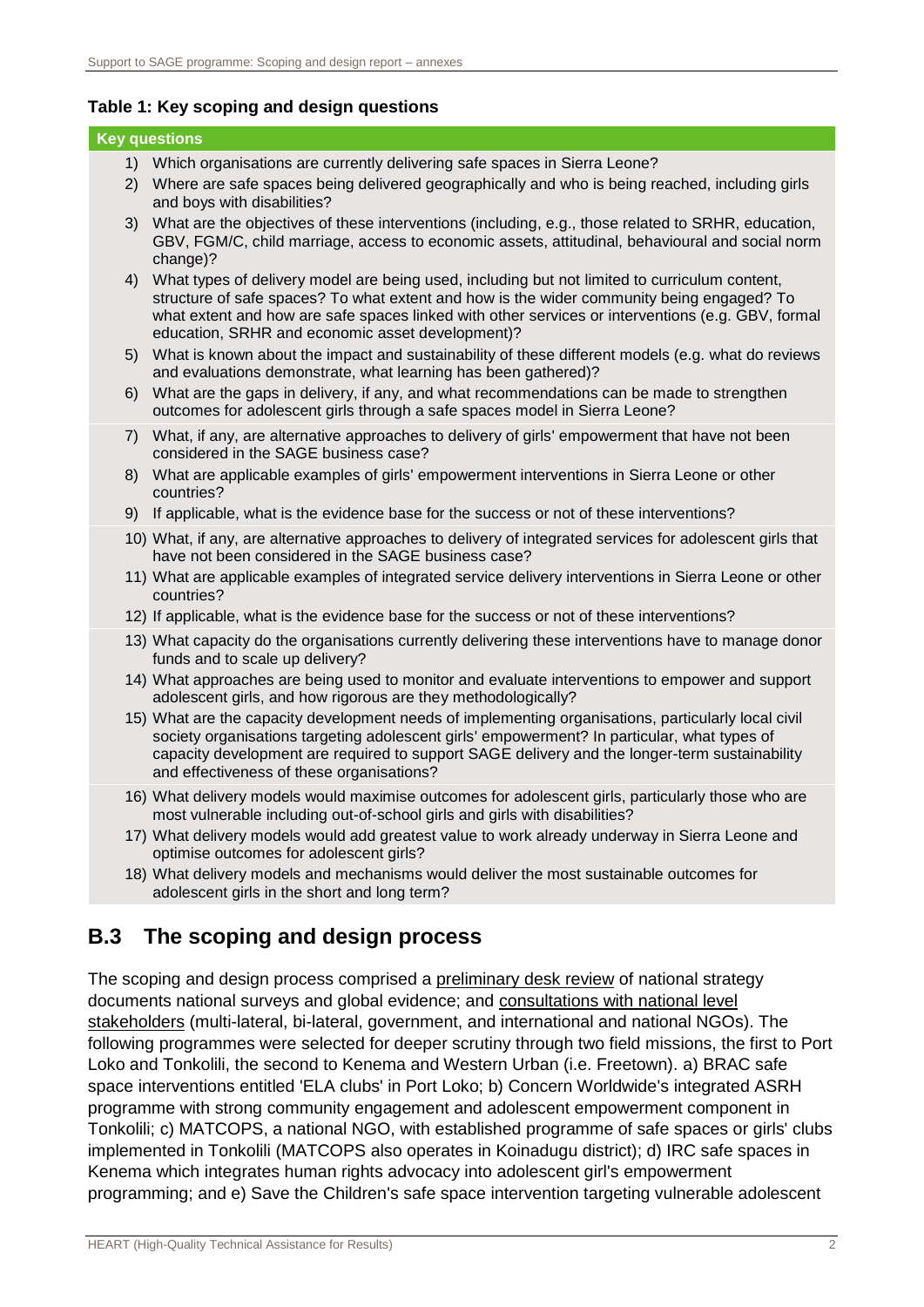**Table 1: Key scoping and design questions**

| Key questions |
|---|
| 1) Which organisations are currently delivering safe spaces in Sierra Leone?<br>2) Where are safe spaces being delivered geographically and who is being reached, including girls and boys with disabilities?<br>3) What are the objectives of these interventions (including, e.g., those related to SRHR, education, GBV, FGM/C, child marriage, access to economic assets, attitudinal, behavioural and social norm change)?<br>4) What types of delivery model are being used, including but not limited to curriculum content, structure of safe spaces? To what extent and how is the wider community being engaged? To what extent and how are safe spaces linked with other services or interventions (e.g. GBV, formal education, SRHR and economic asset development)?<br>5) What is known about the impact and sustainability of these different models (e.g. what do reviews and evaluations demonstrate, what learning has been gathered)?<br>6) What are the gaps in delivery, if any, and what recommendations can be made to strengthen outcomes for adolescent girls through a safe spaces model in Sierra Leone? |
| 7) What, if any, are alternative approaches to delivery of girls' empowerment that have not been considered in the SAGE business case?<br>8) What are applicable examples of girls' empowerment interventions in Sierra Leone or other countries?<br>9) If applicable, what is the evidence base for the success or not of these interventions? |
| 10) What, if any, are alternative approaches to delivery of integrated services for adolescent girls that have not been considered in the SAGE business case?<br>11) What are applicable examples of integrated service delivery interventions in Sierra Leone or other countries?<br>12) If applicable, what is the evidence base for the success or not of these interventions? |
| 13) What capacity do the organisations currently delivering these interventions have to manage donor funds and to scale up delivery?<br>14) What approaches are being used to monitor and evaluate interventions to empower and support adolescent girls, and how rigorous are they methodologically?<br>15) What are the capacity development needs of implementing organisations, particularly local civil society organisations targeting adolescent girls' empowerment? In particular, what types of capacity development are required to support SAGE delivery and the longer-term sustainability and effectiveness of these organisations? |
| 16) What delivery models would maximise outcomes for adolescent girls, particularly those who are most vulnerable including out-of-school girls and girls with disabilities?<br>17) What delivery models would add greatest value to work already underway in Sierra Leone and optimise outcomes for adolescent girls?<br>18) What delivery models and mechanisms would deliver the most sustainable outcomes for adolescent girls in the short and long term? |

## B.3 The scoping and design process

The scoping and design process comprised a preliminary desk review of national strategy documents national surveys and global evidence; and consultations with national level stakeholders (multi-lateral, bi-lateral, government, and international and national NGOs). The following programmes were selected for deeper scrutiny through two field missions, the first to Port Loko and Tonkolili, the second to Kenema and Western Urban (i.e. Freetown). a) BRAC safe space interventions entitled 'ELA clubs' in Port Loko; b) Concern Worldwide's integrated ASRH programme with strong community engagement and adolescent empowerment component in Tonkolili; c) MATCOPS, a national NGO, with established programme of safe spaces or girls' clubs implemented in Tonkolili (MATCOPS also operates in Koinadugu district); d) IRC safe spaces in Kenema which integrates human rights advocacy into adolescent girl's empowerment programming; and e) Save the Children's safe space intervention targeting vulnerable adolescent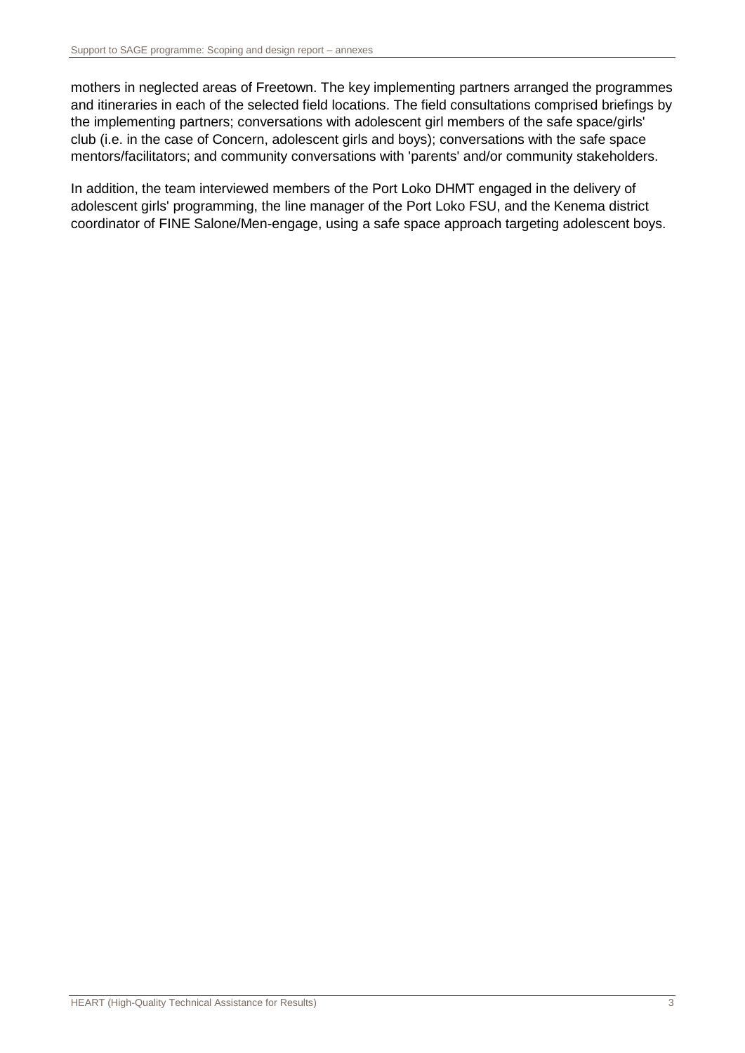mothers in neglected areas of Freetown. The key implementing partners arranged the programmes and itineraries in each of the selected field locations. The field consultations comprised briefings by the implementing partners; conversations with adolescent girl members of the safe space/girls' club (i.e. in the case of Concern, adolescent girls and boys); conversations with the safe space mentors/facilitators; and community conversations with 'parents' and/or community stakeholders.

In addition, the team interviewed members of the Port Loko DHMT engaged in the delivery of adolescent girls' programming, the line manager of the Port Loko FSU, and the Kenema district coordinator of FINE Salone/Men-engage, using a safe space approach targeting adolescent boys.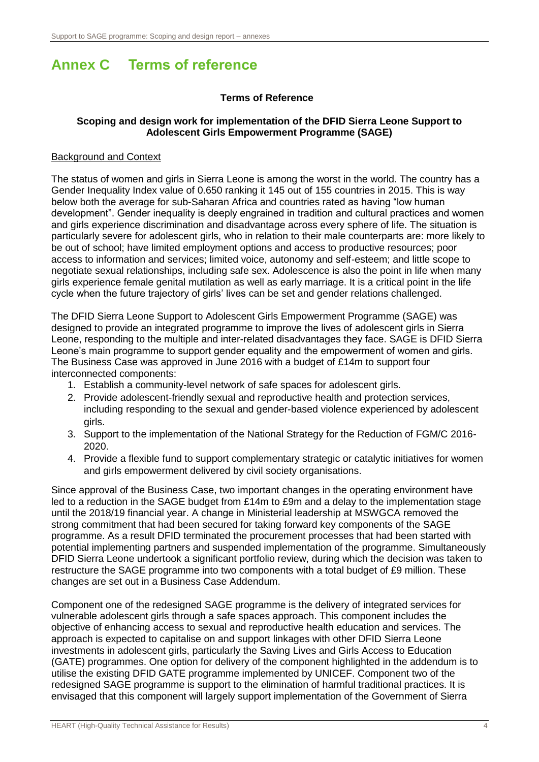# Annex C Terms of reference

**Terms of Reference**

**Scoping and design work for implementation of the DFID Sierra Leone Support to Adolescent Girls Empowerment Programme (SAGE)**

Background and Context

The status of women and girls in Sierra Leone is among the worst in the world. The country has a Gender Inequality Index value of 0.650 ranking it 145 out of 155 countries in 2015. This is way below both the average for sub-Saharan Africa and countries rated as having "low human development". Gender inequality is deeply engrained in tradition and cultural practices and women and girls experience discrimination and disadvantage across every sphere of life. The situation is particularly severe for adolescent girls, who in relation to their male counterparts are: more likely to be out of school; have limited employment options and access to productive resources; poor access to information and services; limited voice, autonomy and self-esteem; and little scope to negotiate sexual relationships, including safe sex. Adolescence is also the point in life when many girls experience female genital mutilation as well as early marriage. It is a critical point in the life cycle when the future trajectory of girls' lives can be set and gender relations challenged.

The DFID Sierra Leone Support to Adolescent Girls Empowerment Programme (SAGE) was designed to provide an integrated programme to improve the lives of adolescent girls in Sierra Leone, responding to the multiple and inter-related disadvantages they face. SAGE is DFID Sierra Leone's main programme to support gender equality and the empowerment of women and girls. The Business Case was approved in June 2016 with a budget of £14m to support four interconnected components:

1. Establish a community-level network of safe spaces for adolescent girls.
2. Provide adolescent-friendly sexual and reproductive health and protection services, including responding to the sexual and gender-based violence experienced by adolescent girls.
3. Support to the implementation of the National Strategy for the Reduction of FGM/C 2016-2020.
4. Provide a flexible fund to support complementary strategic or catalytic initiatives for women and girls empowerment delivered by civil society organisations.

Since approval of the Business Case, two important changes in the operating environment have led to a reduction in the SAGE budget from £14m to £9m and a delay to the implementation stage until the 2018/19 financial year. A change in Ministerial leadership at MSWGCA removed the strong commitment that had been secured for taking forward key components of the SAGE programme. As a result DFID terminated the procurement processes that had been started with potential implementing partners and suspended implementation of the programme. Simultaneously DFID Sierra Leone undertook a significant portfolio review, during which the decision was taken to restructure the SAGE programme into two components with a total budget of £9 million. These changes are set out in a Business Case Addendum.

Component one of the redesigned SAGE programme is the delivery of integrated services for vulnerable adolescent girls through a safe spaces approach. This component includes the objective of enhancing access to sexual and reproductive health education and services. The approach is expected to capitalise on and support linkages with other DFID Sierra Leone investments in adolescent girls, particularly the Saving Lives and Girls Access to Education (GATE) programmes. One option for delivery of the component highlighted in the addendum is to utilise the existing DFID GATE programme implemented by UNICEF. Component two of the redesigned SAGE programme is support to the elimination of harmful traditional practices. It is envisaged that this component will largely support implementation of the Government of Sierra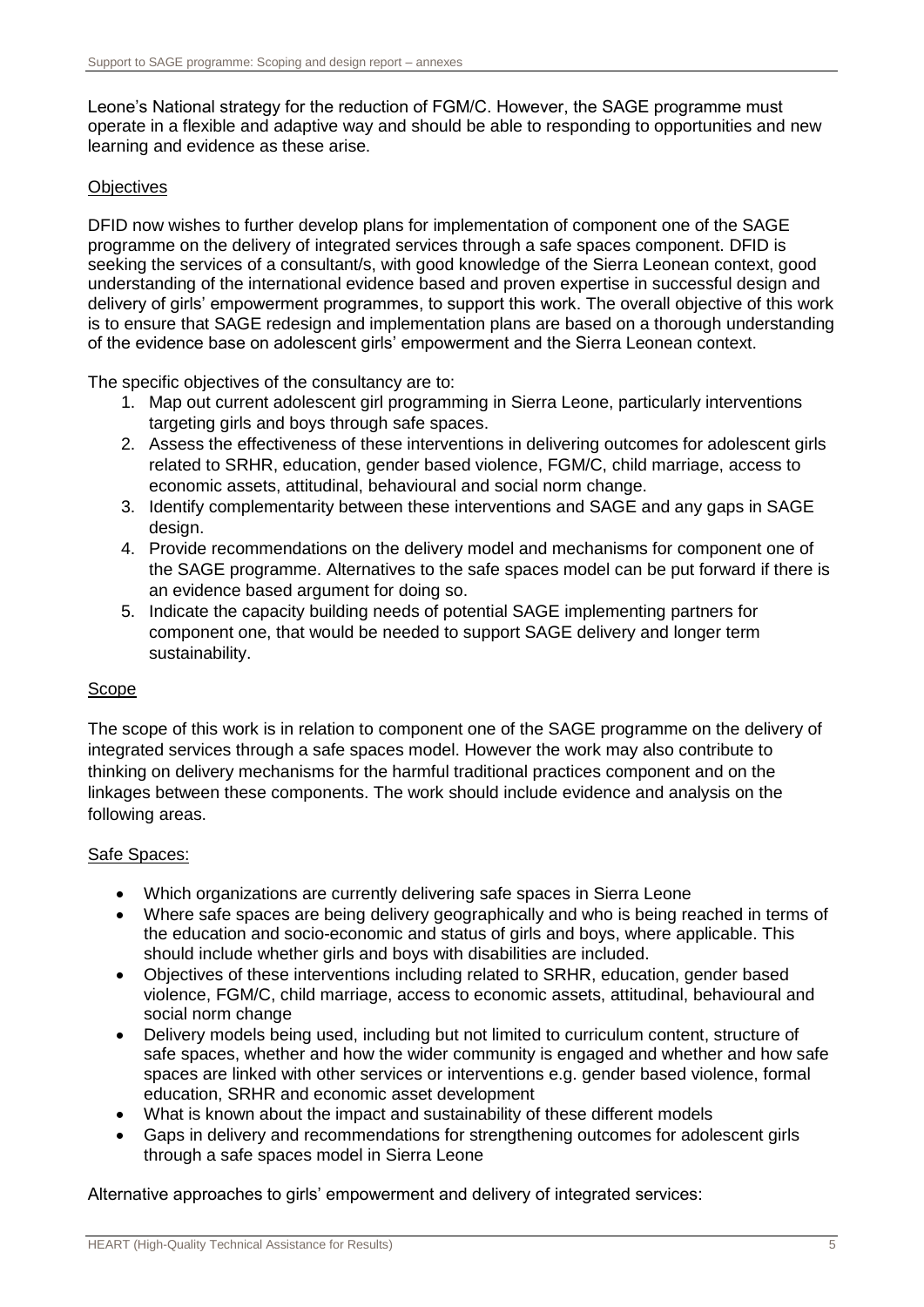Leone's National strategy for the reduction of FGM/C. However, the SAGE programme must operate in a flexible and adaptive way and should be able to responding to opportunities and new learning and evidence as these arise.

Objectives

DFID now wishes to further develop plans for implementation of component one of the SAGE programme on the delivery of integrated services through a safe spaces component. DFID is seeking the services of a consultant/s, with good knowledge of the Sierra Leonean context, good understanding of the international evidence based and proven expertise in successful design and delivery of girls' empowerment programmes, to support this work. The overall objective of this work is to ensure that SAGE redesign and implementation plans are based on a thorough understanding of the evidence base on adolescent girls' empowerment and the Sierra Leonean context.

The specific objectives of the consultancy are to:

1. Map out current adolescent girl programming in Sierra Leone, particularly interventions targeting girls and boys through safe spaces.
2. Assess the effectiveness of these interventions in delivering outcomes for adolescent girls related to SRHR, education, gender based violence, FGM/C, child marriage, access to economic assets, attitudinal, behavioural and social norm change.
3. Identify complementarity between these interventions and SAGE and any gaps in SAGE design.
4. Provide recommendations on the delivery model and mechanisms for component one of the SAGE programme. Alternatives to the safe spaces model can be put forward if there is an evidence based argument for doing so.
5. Indicate the capacity building needs of potential SAGE implementing partners for component one, that would be needed to support SAGE delivery and longer term sustainability.

Scope

The scope of this work is in relation to component one of the SAGE programme on the delivery of integrated services through a safe spaces model. However the work may also contribute to thinking on delivery mechanisms for the harmful traditional practices component and on the linkages between these components. The work should include evidence and analysis on the following areas.

Safe Spaces:

- Which organizations are currently delivering safe spaces in Sierra Leone
- Where safe spaces are being delivery geographically and who is being reached in terms of the education and socio-economic and status of girls and boys, where applicable. This should include whether girls and boys with disabilities are included.
- Objectives of these interventions including related to SRHR, education, gender based violence, FGM/C, child marriage, access to economic assets, attitudinal, behavioural and social norm change
- Delivery models being used, including but not limited to curriculum content, structure of safe spaces, whether and how the wider community is engaged and whether and how safe spaces are linked with other services or interventions e.g. gender based violence, formal education, SRHR and economic asset development
- What is known about the impact and sustainability of these different models
- Gaps in delivery and recommendations for strengthening outcomes for adolescent girls through a safe spaces model in Sierra Leone

Alternative approaches to girls' empowerment and delivery of integrated services: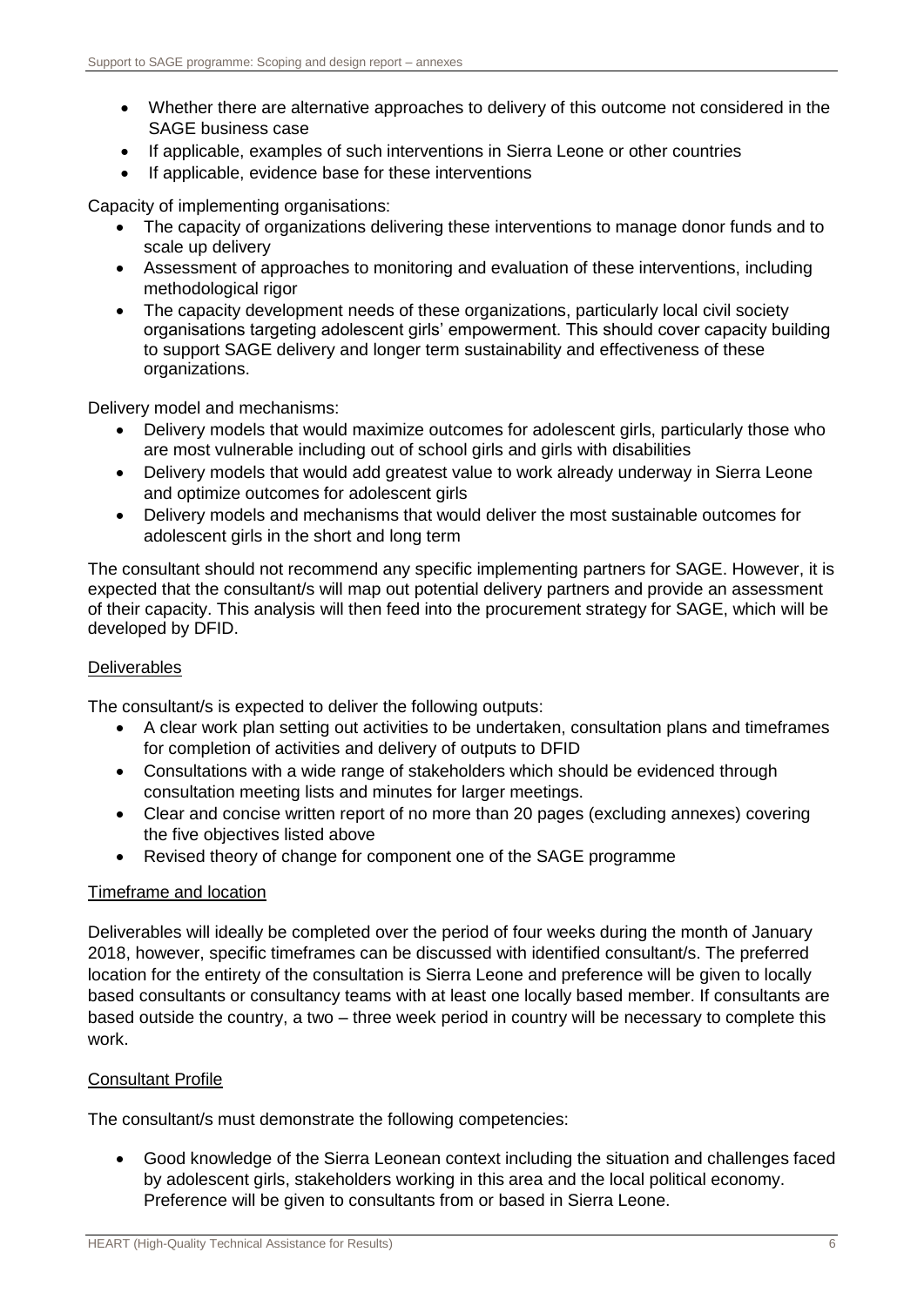- Whether there are alternative approaches to delivery of this outcome not considered in the SAGE business case
- If applicable, examples of such interventions in Sierra Leone or other countries
- If applicable, evidence base for these interventions

Capacity of implementing organisations:

- The capacity of organizations delivering these interventions to manage donor funds and to scale up delivery
- Assessment of approaches to monitoring and evaluation of these interventions, including methodological rigor
- The capacity development needs of these organizations, particularly local civil society organisations targeting adolescent girls' empowerment. This should cover capacity building to support SAGE delivery and longer term sustainability and effectiveness of these organizations.

Delivery model and mechanisms:

- Delivery models that would maximize outcomes for adolescent girls, particularly those who are most vulnerable including out of school girls and girls with disabilities
- Delivery models that would add greatest value to work already underway in Sierra Leone and optimize outcomes for adolescent girls
- Delivery models and mechanisms that would deliver the most sustainable outcomes for adolescent girls in the short and long term

The consultant should not recommend any specific implementing partners for SAGE. However, it is expected that the consultant/s will map out potential delivery partners and provide an assessment of their capacity. This analysis will then feed into the procurement strategy for SAGE, which will be developed by DFID.

## Deliverables

The consultant/s is expected to deliver the following outputs:

- A clear work plan setting out activities to be undertaken, consultation plans and timeframes for completion of activities and delivery of outputs to DFID
- Consultations with a wide range of stakeholders which should be evidenced through consultation meeting lists and minutes for larger meetings.
- Clear and concise written report of no more than 20 pages (excluding annexes) covering the five objectives listed above
- Revised theory of change for component one of the SAGE programme

## Timeframe and location

Deliverables will ideally be completed over the period of four weeks during the month of January 2018, however, specific timeframes can be discussed with identified consultant/s. The preferred location for the entirety of the consultation is Sierra Leone and preference will be given to locally based consultants or consultancy teams with at least one locally based member. If consultants are based outside the country, a two – three week period in country will be necessary to complete this work.

## Consultant Profile

The consultant/s must demonstrate the following competencies:

- Good knowledge of the Sierra Leonean context including the situation and challenges faced by adolescent girls, stakeholders working in this area and the local political economy. Preference will be given to consultants from or based in Sierra Leone.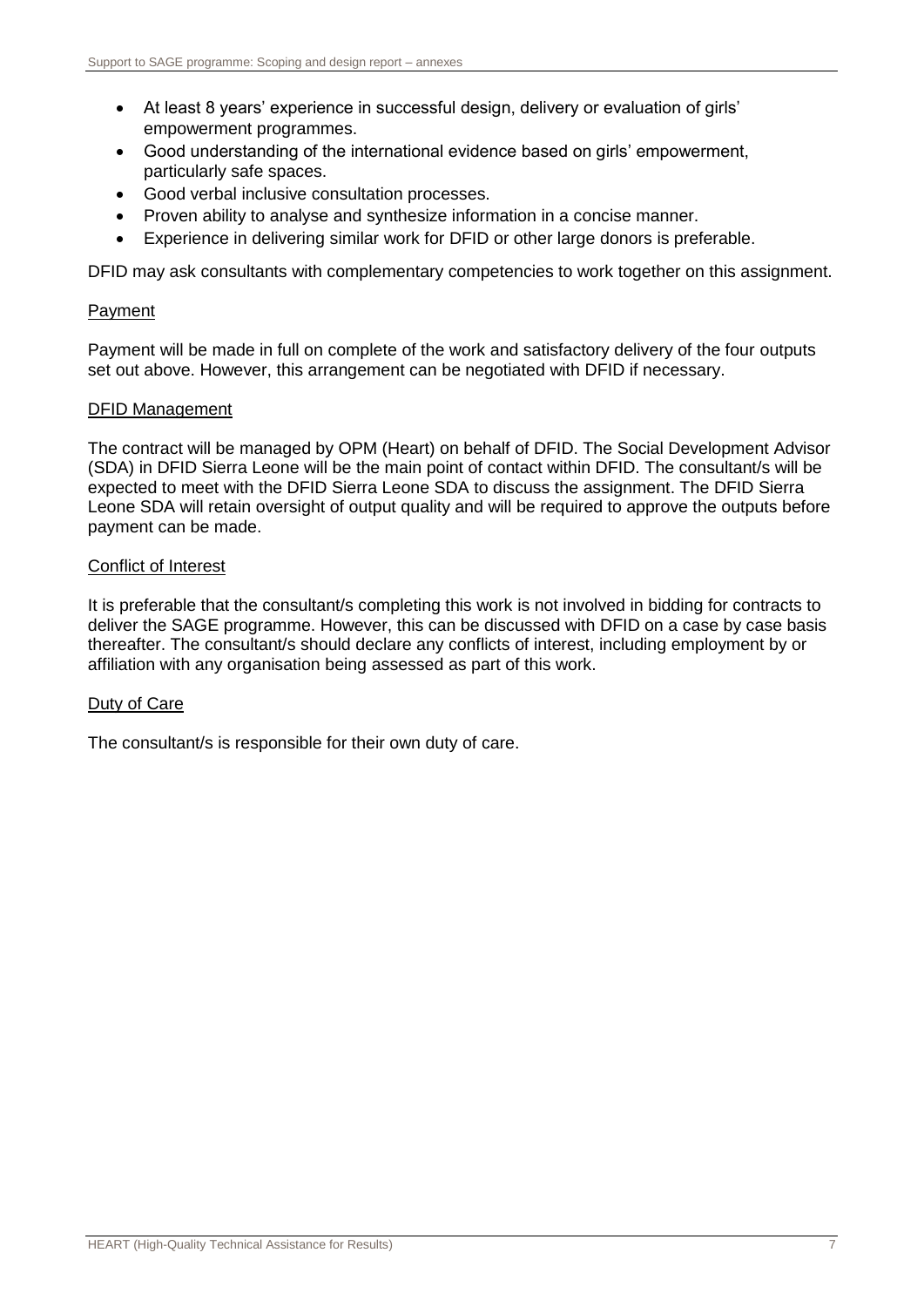- At least 8 years' experience in successful design, delivery or evaluation of girls' empowerment programmes.
- Good understanding of the international evidence based on girls' empowerment, particularly safe spaces.
- Good verbal inclusive consultation processes.
- Proven ability to analyse and synthesize information in a concise manner.
- Experience in delivering similar work for DFID or other large donors is preferable.

DFID may ask consultants with complementary competencies to work together on this assignment.

Payment

Payment will be made in full on complete of the work and satisfactory delivery of the four outputs set out above. However, this arrangement can be negotiated with DFID if necessary.

DFID Management

The contract will be managed by OPM (Heart) on behalf of DFID. The Social Development Advisor (SDA) in DFID Sierra Leone will be the main point of contact within DFID. The consultant/s will be expected to meet with the DFID Sierra Leone SDA to discuss the assignment. The DFID Sierra Leone SDA will retain oversight of output quality and will be required to approve the outputs before payment can be made.

Conflict of Interest

It is preferable that the consultant/s completing this work is not involved in bidding for contracts to deliver the SAGE programme. However, this can be discussed with DFID on a case by case basis thereafter. The consultant/s should declare any conflicts of interest, including employment by or affiliation with any organisation being assessed as part of this work.

Duty of Care

The consultant/s is responsible for their own duty of care.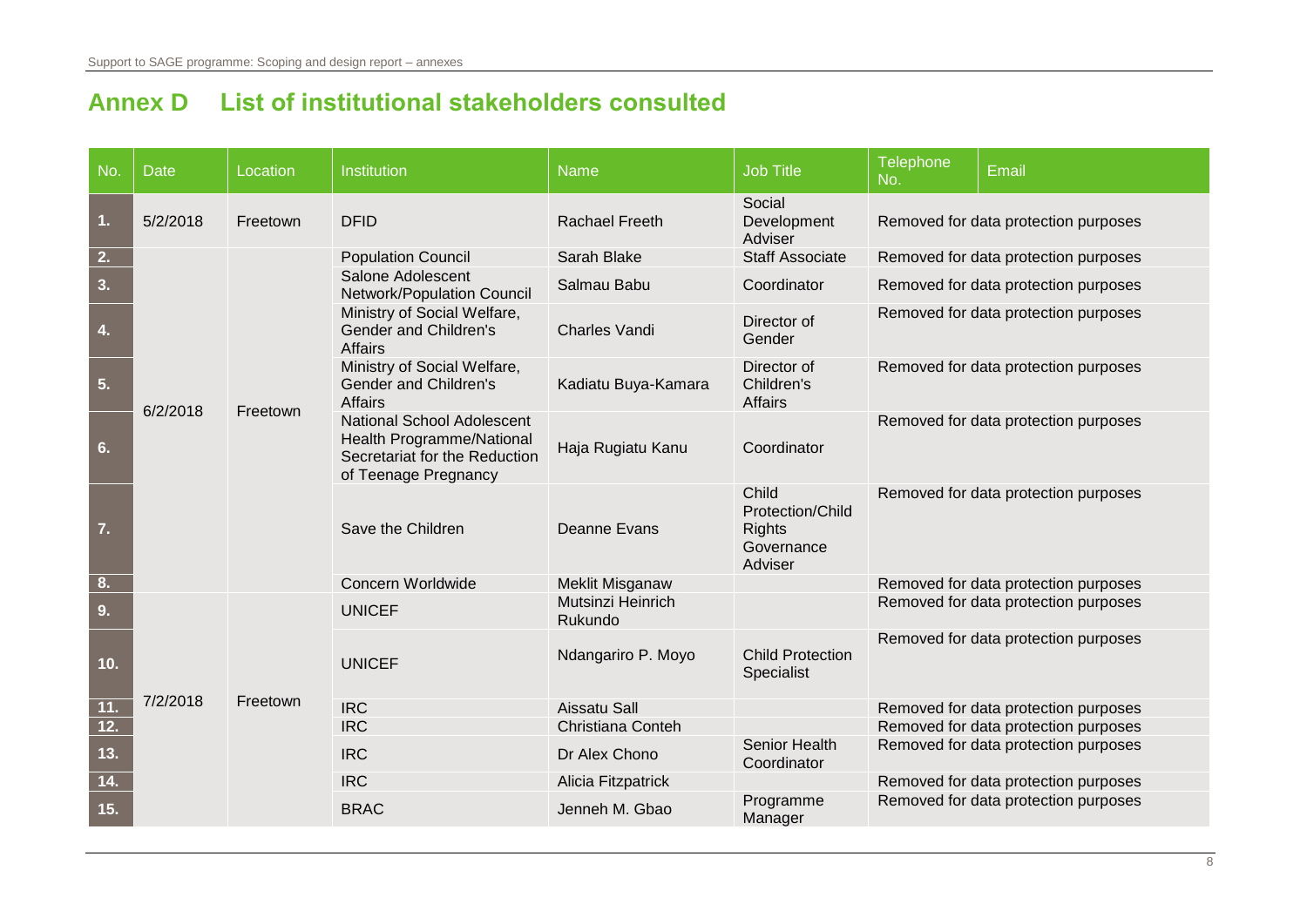# Annex D List of institutional stakeholders consulted

| No. | Date | Location | Institution | Name | Job Title | Telephone No. | Email |
|---|---|---|---|---|---|---|---|
| 1. | 5/2/2018 | Freetown | DFID | Rachael Freeth | Social Development Adviser | Removed for data protection purposes | |
| 2. | 6/2/2018 | Freetown | Population Council | Sarah Blake | Staff Associate | Removed for data protection purposes | |
| 3. | | | Salone Adolescent Network/Population Council | Salmau Babu | Coordinator | Removed for data protection purposes | |
| 4. | | | Ministry of Social Welfare, Gender and Children's Affairs | Charles Vandi | Director of Gender | Removed for data protection purposes | |
| 5. | | | Ministry of Social Welfare, Gender and Children's Affairs | Kadiatu Buya-Kamara | Director of Children's Affairs | Removed for data protection purposes | |
| 6. | | | National School Adolescent Health Programme/National Secretariat for the Reduction of Teenage Pregnancy | Haja Rugiatu Kanu | Coordinator | Removed for data protection purposes | |
| 7. | | | Save the Children | Deanne Evans | Child Protection/Child Rights Governance Adviser | Removed for data protection purposes | |
| 8. | | | Concern Worldwide | Meklit Misganaw | | Removed for data protection purposes | |
| 9. | 7/2/2018 | Freetown | UNICEF | Mutsinzi Heinrich Rukundo | | Removed for data protection purposes | |
| 10. | | | UNICEF | Ndangariro P. Moyo | Child Protection Specialist | Removed for data protection purposes | |
| 11. | | | IRC | Aissatu Sall | | Removed for data protection purposes | |
| 12. | | | IRC | Christiana Conteh | | Removed for data protection purposes | |
| 13. | | | IRC | Dr Alex Chono | Senior Health Coordinator | Removed for data protection purposes | |
| 14. | | | IRC | Alicia Fitzpatrick | | Removed for data protection purposes | |
| 15. | | | BRAC | Jenneh M. Gbao | Programme Manager | Removed for data protection purposes | |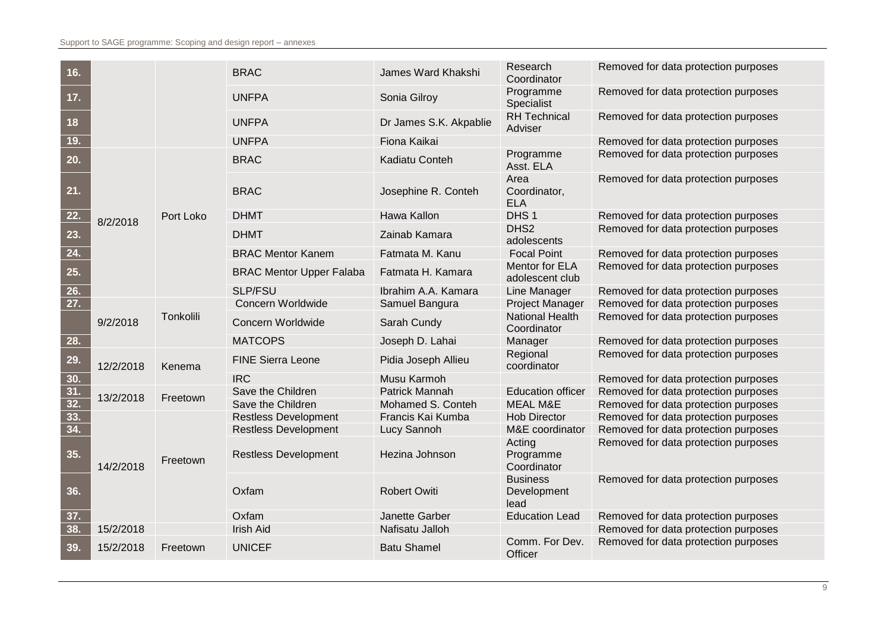| | | | | | | |
|---|---|---|---|---|---|---|
| 16. | | | BRAC | James Ward Khakshi | Research Coordinator | Removed for data protection purposes |
| 17. | | | UNFPA | Sonia Gilroy | Programme Specialist | Removed for data protection purposes |
| 18 | | | UNFPA | Dr James S.K. Akpablie | RH Technical Adviser | Removed for data protection purposes |
| 19. | | | UNFPA | Fiona Kaikai | | Removed for data protection purposes |
| 20. | 8/2/2018 | Port Loko | BRAC | Kadiatu Conteh | Programme Asst. ELA | Removed for data protection purposes |
| 21. | | | BRAC | Josephine R. Conteh | Area Coordinator, ELA | Removed for data protection purposes |
| 22. | | | DHMT | Hawa Kallon | DHS 1 | Removed for data protection purposes |
| 23. | | | DHMT | Zainab Kamara | DHS2 adolescents | Removed for data protection purposes |
| 24. | | | BRAC Mentor Kanem | Fatmata M. Kanu | Focal Point | Removed for data protection purposes |
| 25. | | | BRAC Mentor Upper Falaba | Fatmata H. Kamara | Mentor for ELA adolescent club | Removed for data protection purposes |
| 26. | | | SLP/FSU | Ibrahim A.A. Kamara | Line Manager | Removed for data protection purposes |
| 27. | 9/2/2018 | Tonkolili | Concern Worldwide | Samuel Bangura | Project Manager | Removed for data protection purposes |
| | | | Concern Worldwide | Sarah Cundy | National Health Coordinator | Removed for data protection purposes |
| 28. | | | MATCOPS | Joseph D. Lahai | Manager | Removed for data protection purposes |
| 29. | 12/2/2018 | Kenema | FINE Sierra Leone | Pidia Joseph Allieu | Regional coordinator | Removed for data protection purposes |
| 30. | | | IRC | Musu Karmoh | | Removed for data protection purposes |
| 31. | 13/2/2018 | Freetown | Save the Children | Patrick Mannah | Education officer | Removed for data protection purposes |
| 32. | | | Save the Children | Mohamed S. Conteh | MEAL M&E | Removed for data protection purposes |
| 33. | 14/2/2018 | Freetown | Restless Development | Francis Kai Kumba | Hob Director | Removed for data protection purposes |
| 34. | | | Restless Development | Lucy Sannoh | M&E coordinator | Removed for data protection purposes |
| 35. | | | Restless Development | Hezina Johnson | Acting Programme Coordinator | Removed for data protection purposes |
| 36. | | | Oxfam | Robert Owiti | Business Development lead | Removed for data protection purposes |
| 37. | | | Oxfam | Janette Garber | Education Lead | Removed for data protection purposes |
| 38. | 15/2/2018 | | Irish Aid | Nafisatu Jalloh | | Removed for data protection purposes |
| 39. | 15/2/2018 | Freetown | UNICEF | Batu Shamel | Comm. For Dev. Officer | Removed for data protection purposes |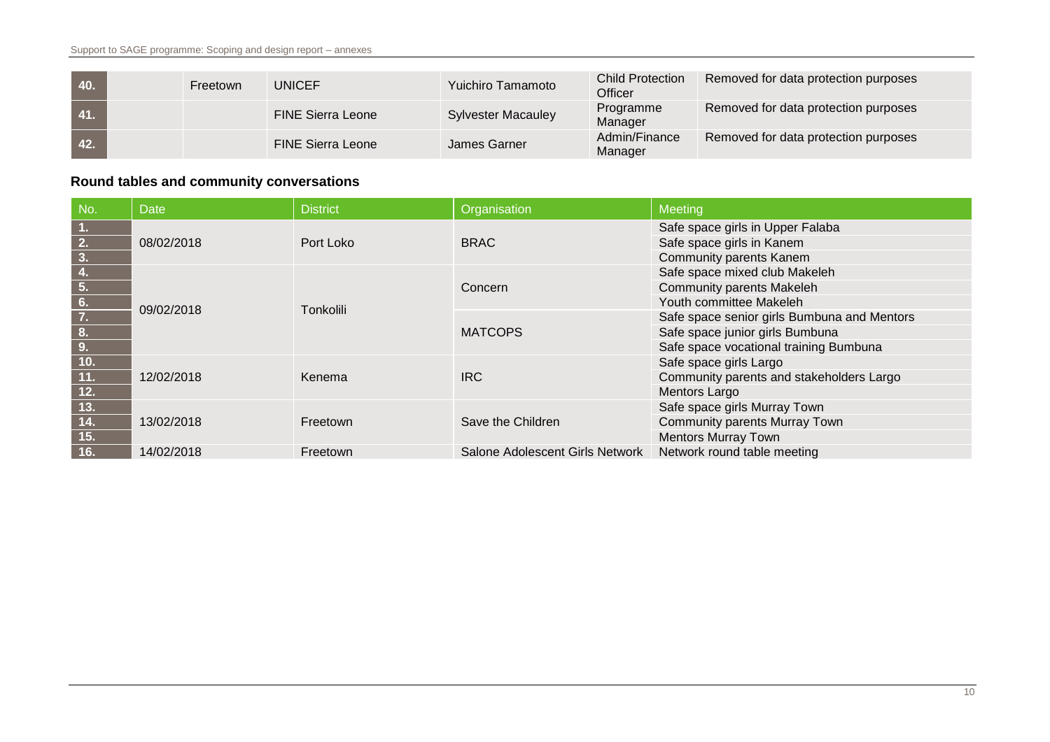| | | | | | | |
|---|---|---|---|---|---|---|
| 40. | | Freetown | UNICEF | Yuichiro Tamamoto | Child Protection Officer | Removed for data protection purposes |
| 41. | | | FINE Sierra Leone | Sylvester Macauley | Programme Manager | Removed for data protection purposes |
| 42. | | | FINE Sierra Leone | James Garner | Admin/Finance Manager | Removed for data protection purposes |

### Round tables and community conversations

| No. | Date | District | Organisation | Meeting |
|---|---|---|---|---|
| 1. | 08/02/2018 | Port Loko | BRAC | Safe space girls in Upper Falaba |
| 2. | | | | Safe space girls in Kanem |
| 3. | | | | Community parents Kanem |
| 4. | 09/02/2018 | Tonkolili | Concern | Safe space mixed club Makeleh |
| 5. | | | | Community parents Makeleh |
| 6. | | | | Youth committee Makeleh |
| 7. | | | MATCOPS | Safe space senior girls Bumbuna and Mentors |
| 8. | | | | Safe space junior girls Bumbuna |
| 9. | | | | Safe space vocational training Bumbuna |
| 10. | 12/02/2018 | Kenema | IRC | Safe space girls Largo |
| 11. | | | | Community parents and stakeholders Largo |
| 12. | | | | Mentors Largo |
| 13. | 13/02/2018 | Freetown | Save the Children | Safe space girls Murray Town |
| 14. | | | | Community parents Murray Town |
| 15. | | | | Mentors Murray Town |
| 16. | 14/02/2018 | Freetown | Salone Adolescent Girls Network | Network round table meeting |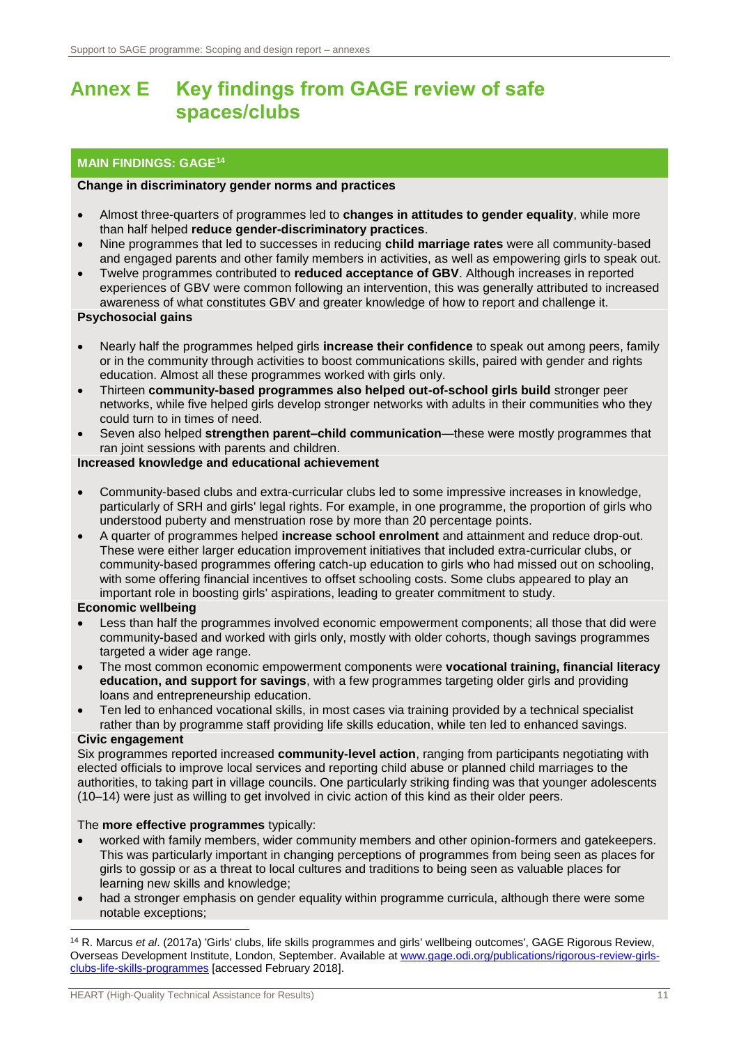# Annex E Key findings from GAGE review of safe spaces/clubs

**MAIN FINDINGS: GAGE[14]**

**Change in discriminatory gender norms and practices**

- Almost three-quarters of programmes led to **changes in attitudes to gender equality**, while more than half helped **reduce gender-discriminatory practices**.
- Nine programmes that led to successes in reducing **child marriage rates** were all community-based and engaged parents and other family members in activities, as well as empowering girls to speak out.
- Twelve programmes contributed to **reduced acceptance of GBV**. Although increases in reported experiences of GBV were common following an intervention, this was generally attributed to increased awareness of what constitutes GBV and greater knowledge of how to report and challenge it.

**Psychosocial gains**

- Nearly half the programmes helped girls **increase their confidence** to speak out among peers, family or in the community through activities to boost communications skills, paired with gender and rights education. Almost all these programmes worked with girls only.
- Thirteen **community-based programmes also helped out-of-school girls build** stronger peer networks, while five helped girls develop stronger networks with adults in their communities who they could turn to in times of need.
- Seven also helped **strengthen parent–child communication**—these were mostly programmes that ran joint sessions with parents and children.

**Increased knowledge and educational achievement**

- Community-based clubs and extra-curricular clubs led to some impressive increases in knowledge, particularly of SRH and girls' legal rights. For example, in one programme, the proportion of girls who understood puberty and menstruation rose by more than 20 percentage points.
- A quarter of programmes helped **increase school enrolment** and attainment and reduce drop-out. These were either larger education improvement initiatives that included extra-curricular clubs, or community-based programmes offering catch-up education to girls who had missed out on schooling, with some offering financial incentives to offset schooling costs. Some clubs appeared to play an important role in boosting girls' aspirations, leading to greater commitment to study.

**Economic wellbeing**

- Less than half the programmes involved economic empowerment components; all those that did were community-based and worked with girls only, mostly with older cohorts, though savings programmes targeted a wider age range.
- The most common economic empowerment components were **vocational training, financial literacy education, and support for savings**, with a few programmes targeting older girls and providing loans and entrepreneurship education.
- Ten led to enhanced vocational skills, in most cases via training provided by a technical specialist rather than by programme staff providing life skills education, while ten led to enhanced savings.

**Civic engagement**

Six programmes reported increased **community-level action**, ranging from participants negotiating with elected officials to improve local services and reporting child abuse or planned child marriages to the authorities, to taking part in village councils. One particularly striking finding was that younger adolescents (10–14) were just as willing to get involved in civic action of this kind as their older peers.

The **more effective programmes** typically:

- worked with family members, wider community members and other opinion-formers and gatekeepers. This was particularly important in changing perceptions of programmes from being seen as places for girls to gossip or as a threat to local cultures and traditions to being seen as valuable places for learning new skills and knowledge;
- had a stronger emphasis on gender equality within programme curricula, although there were some notable exceptions;

[14] R. Marcus *et al*. (2017a) 'Girls' clubs, life skills programmes and girls' wellbeing outcomes', GAGE Rigorous Review, Overseas Development Institute, London, September. Available at www.gage.odi.org/publications/rigorous-review-girls-clubs-life-skills-programmes [accessed February 2018].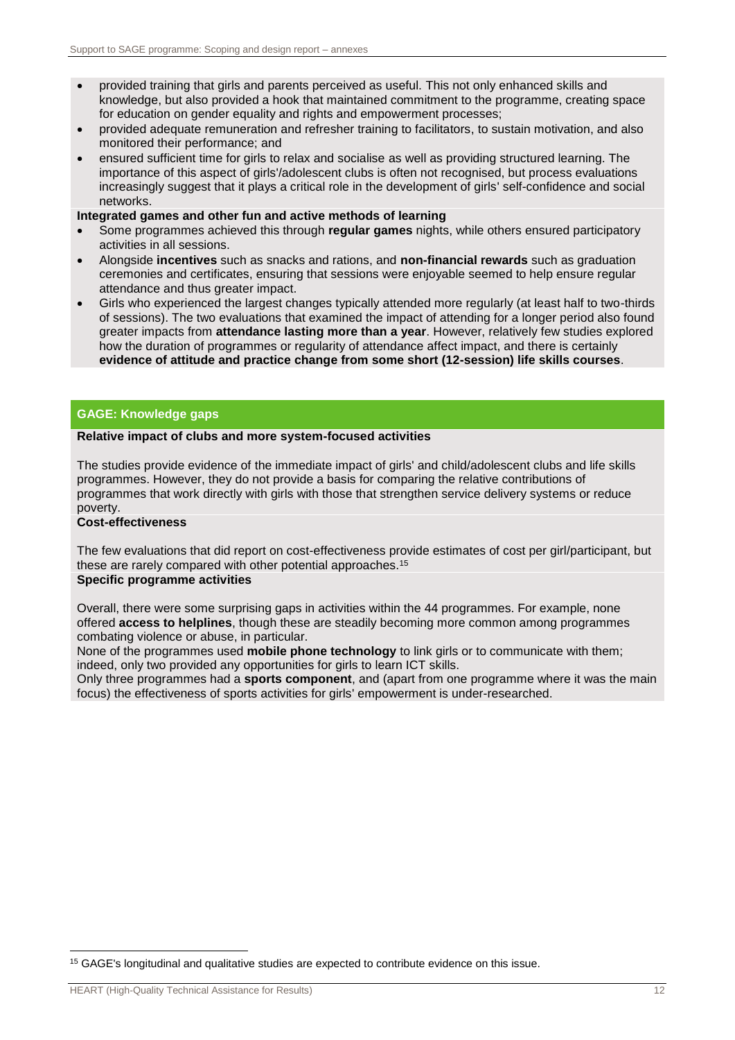- provided training that girls and parents perceived as useful. This not only enhanced skills and knowledge, but also provided a hook that maintained commitment to the programme, creating space for education on gender equality and rights and empowerment processes;
- provided adequate remuneration and refresher training to facilitators, to sustain motivation, and also monitored their performance; and
- ensured sufficient time for girls to relax and socialise as well as providing structured learning. The importance of this aspect of girls'/adolescent clubs is often not recognised, but process evaluations increasingly suggest that it plays a critical role in the development of girls' self-confidence and social networks.

**Integrated games and other fun and active methods of learning**

- Some programmes achieved this through **regular games** nights, while others ensured participatory activities in all sessions.
- Alongside **incentives** such as snacks and rations, and **non-financial rewards** such as graduation ceremonies and certificates, ensuring that sessions were enjoyable seemed to help ensure regular attendance and thus greater impact.
- Girls who experienced the largest changes typically attended more regularly (at least half to two-thirds of sessions). The two evaluations that examined the impact of attending for a longer period also found greater impacts from **attendance lasting more than a year**. However, relatively few studies explored how the duration of programmes or regularity of attendance affect impact, and there is certainly **evidence of attitude and practice change from some short (12-session) life skills courses**.

## GAGE: Knowledge gaps

**Relative impact of clubs and more system-focused activities**

The studies provide evidence of the immediate impact of girls' and child/adolescent clubs and life skills programmes. However, they do not provide a basis for comparing the relative contributions of programmes that work directly with girls with those that strengthen service delivery systems or reduce poverty.

**Cost-effectiveness**

The few evaluations that did report on cost-effectiveness provide estimates of cost per girl/participant, but these are rarely compared with other potential approaches.[15]

**Specific programme activities**

Overall, there were some surprising gaps in activities within the 44 programmes. For example, none offered **access to helplines**, though these are steadily becoming more common among programmes combating violence or abuse, in particular.

None of the programmes used **mobile phone technology** to link girls or to communicate with them; indeed, only two provided any opportunities for girls to learn ICT skills.

Only three programmes had a **sports component**, and (apart from one programme where it was the main focus) the effectiveness of sports activities for girls' empowerment is under-researched.

[15] GAGE's longitudinal and qualitative studies are expected to contribute evidence on this issue.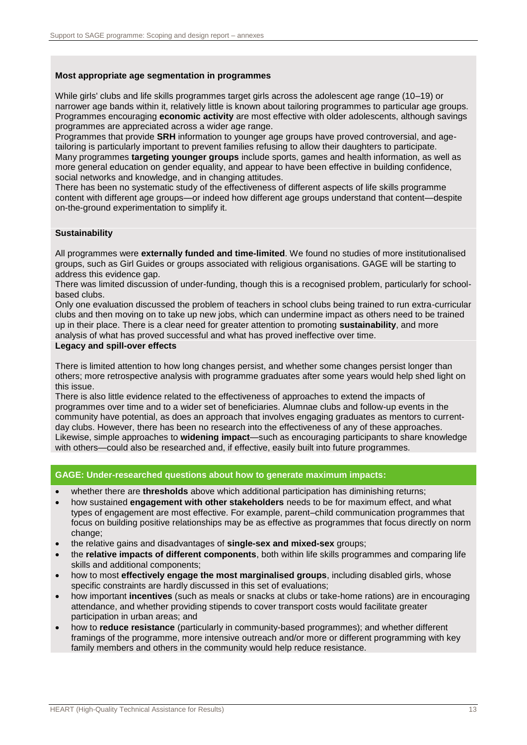**Most appropriate age segmentation in programmes**

While girls' clubs and life skills programmes target girls across the adolescent age range (10–19) or narrower age bands within it, relatively little is known about tailoring programmes to particular age groups. Programmes encouraging **economic activity** are most effective with older adolescents, although savings programmes are appreciated across a wider age range.

Programmes that provide **SRH** information to younger age groups have proved controversial, and age-tailoring is particularly important to prevent families refusing to allow their daughters to participate.

Many programmes **targeting younger groups** include sports, games and health information, as well as more general education on gender equality, and appear to have been effective in building confidence, social networks and knowledge, and in changing attitudes.

There has been no systematic study of the effectiveness of different aspects of life skills programme content with different age groups—or indeed how different age groups understand that content—despite on-the-ground experimentation to simplify it.

**Sustainability**

All programmes were **externally funded and time-limited**. We found no studies of more institutionalised groups, such as Girl Guides or groups associated with religious organisations. GAGE will be starting to address this evidence gap.

There was limited discussion of under-funding, though this is a recognised problem, particularly for school-based clubs.

Only one evaluation discussed the problem of teachers in school clubs being trained to run extra-curricular clubs and then moving on to take up new jobs, which can undermine impact as others need to be trained up in their place. There is a clear need for greater attention to promoting **sustainability**, and more analysis of what has proved successful and what has proved ineffective over time.

**Legacy and spill-over effects**

There is limited attention to how long changes persist, and whether some changes persist longer than others; more retrospective analysis with programme graduates after some years would help shed light on this issue.

There is also little evidence related to the effectiveness of approaches to extend the impacts of programmes over time and to a wider set of beneficiaries. Alumnae clubs and follow-up events in the community have potential, as does an approach that involves engaging graduates as mentors to current-day clubs. However, there has been no research into the effectiveness of any of these approaches. Likewise, simple approaches to **widening impact**—such as encouraging participants to share knowledge with others—could also be researched and, if effective, easily built into future programmes.

**GAGE: Under-researched questions about how to generate maximum impacts:**

- whether there are **thresholds** above which additional participation has diminishing returns;
- how sustained **engagement with other stakeholders** needs to be for maximum effect, and what types of engagement are most effective. For example, parent–child communication programmes that focus on building positive relationships may be as effective as programmes that focus directly on norm change;
- the relative gains and disadvantages of **single-sex and mixed-sex** groups;
- the **relative impacts of different components**, both within life skills programmes and comparing life skills and additional components;
- how to most **effectively engage the most marginalised groups**, including disabled girls, whose specific constraints are hardly discussed in this set of evaluations;
- how important **incentives** (such as meals or snacks at clubs or take-home rations) are in encouraging attendance, and whether providing stipends to cover transport costs would facilitate greater participation in urban areas; and
- how to **reduce resistance** (particularly in community-based programmes); and whether different framings of the programme, more intensive outreach and/or more or different programming with key family members and others in the community would help reduce resistance.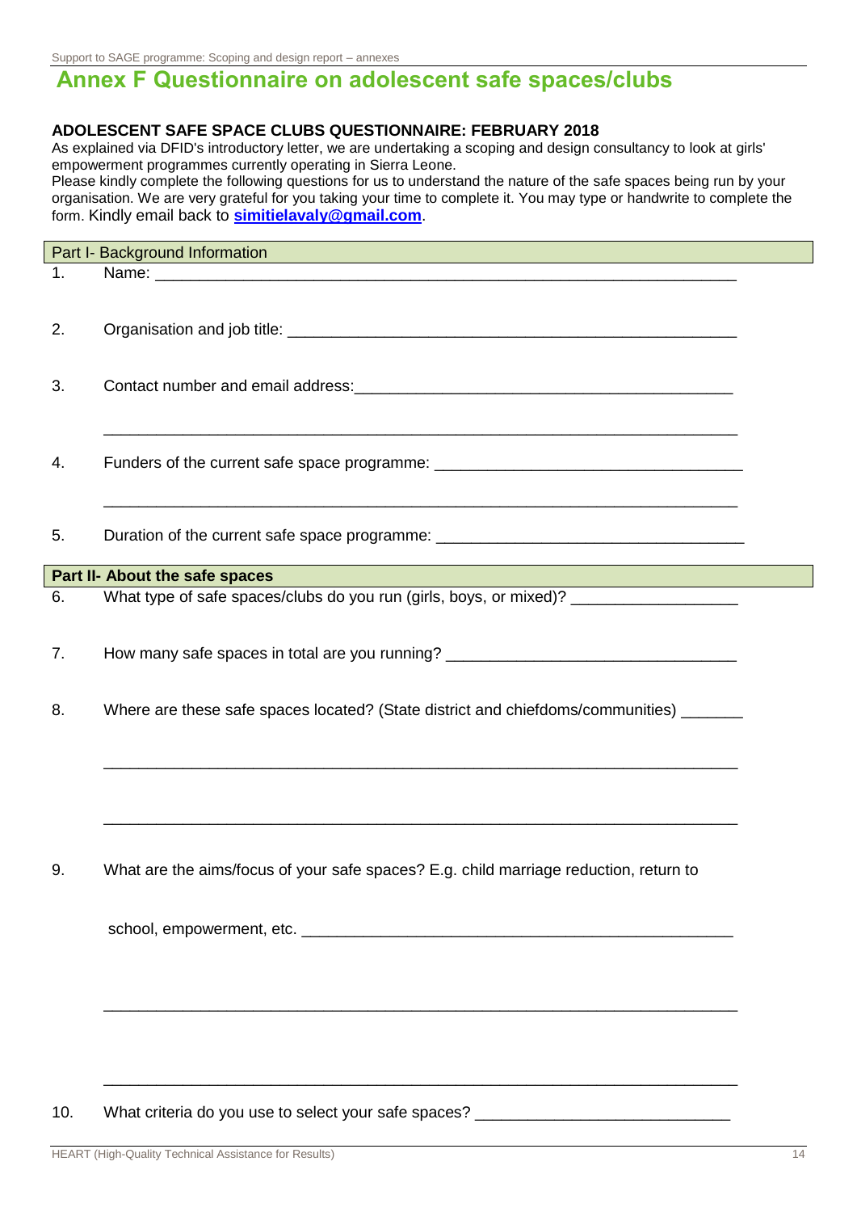# Annex F Questionnaire on adolescent safe spaces/clubs

**ADOLESCENT SAFE SPACE CLUBS QUESTIONNAIRE: FEBRUARY 2018**

As explained via DFID's introductory letter, we are undertaking a scoping and design consultancy to look at girls' empowerment programmes currently operating in Sierra Leone.

Please kindly complete the following questions for us to understand the nature of the safe spaces being run by your organisation. We are very grateful for you taking your time to complete it. You may type or handwrite to complete the form. Kindly email back to **simitielavaly@gmail.com**.

| Part I- Background Information |
|---|

1. Name: ____________________________________________________________

2. Organisation and job title: ______________________________________________

3. Contact number and email address: ________________________________________

   ____________________________________________________________

4. Funders of the current safe space programme: ___________________________________

   ____________________________________________________________

5. Duration of the current safe space programme: __________________________________

| **Part II- About the safe spaces** |
|---|

6. What type of safe spaces/clubs do you run (girls, boys, or mixed)? __________________

7. How many safe spaces in total are you running? _______________________________

8. Where are these safe spaces located? (State district and chiefdoms/communities) _______

   ____________________________________________________________

   ____________________________________________________________

9. What are the aims/focus of your safe spaces? E.g. child marriage reduction, return to

   school, empowerment, etc. ______________________________________________

   ____________________________________________________________

   ____________________________________________________________

10. What criteria do you use to select your safe spaces? ____________________________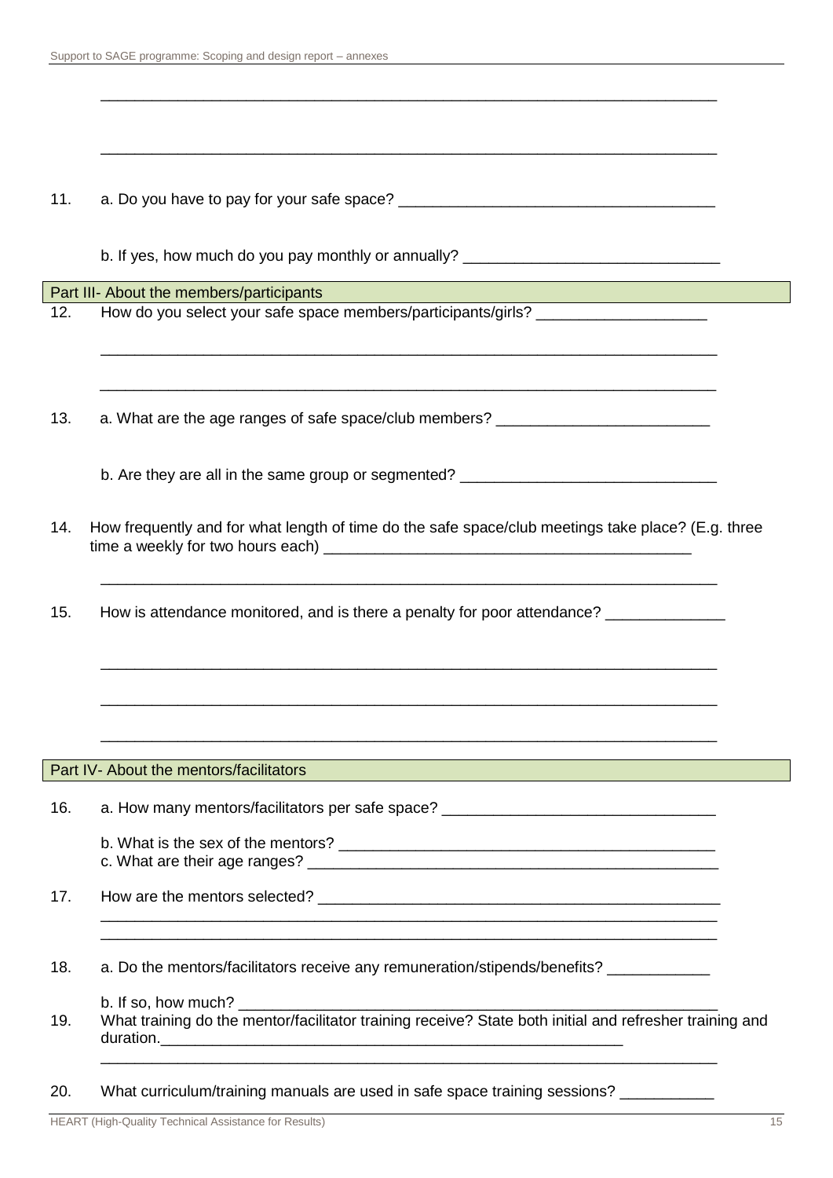_______________________________________________________________________

_______________________________________________________________________

11. a. Do you have to pay for your safe space? ___________________________________

    b. If yes, how much do you pay monthly or annually? ____________________________

## Part III- About the members/participants

12. How do you select your safe space members/participants/girls? ___________________

    _______________________________________________________________________

    _______________________________________________________________________

13. a. What are the age ranges of safe space/club members? ________________________

    b. Are they are all in the same group or segmented? _____________________________

14. How frequently and for what length of time do the safe space/club meetings take place? (E.g. three time a weekly for two hours each) ___________________________________________

    _______________________________________________________________________

15. How is attendance monitored, and is there a penalty for poor attendance? _____________

    _______________________________________________________________________

    _______________________________________________________________________

    _______________________________________________________________________

## Part IV- About the mentors/facilitators

16. a. How many mentors/facilitators per safe space? _______________________________

    b. What is the sex of the mentors? ____________________________________________
    c. What are their age ranges? ________________________________________________

17. How are the mentors selected? _______________________________________________
    _______________________________________________________________________
    _______________________________________________________________________

18. a. Do the mentors/facilitators receive any remuneration/stipends/benefits? ___________

    b. If so, how much? ________________________________________________________

19. What training do the mentor/facilitator training receive? State both initial and refresher training and duration.______________________________________________________
    _______________________________________________________________________

20. What curriculum/training manuals are used in safe space training sessions? __________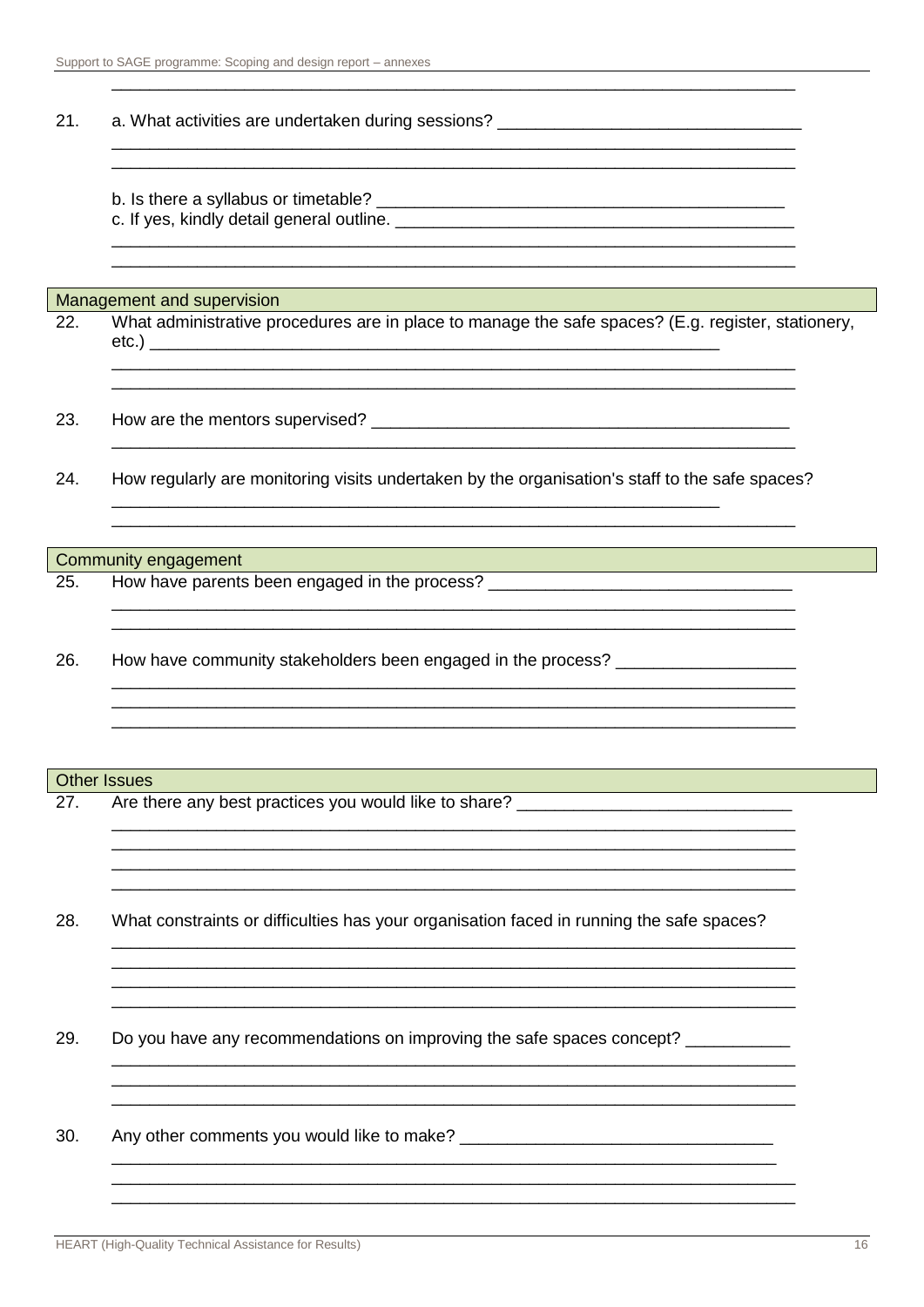\_\_\_\_\_\_\_\_\_\_\_\_\_\_\_\_\_\_\_\_\_\_\_\_\_\_\_\_\_\_\_\_\_\_\_\_\_\_\_\_\_\_\_\_\_\_\_\_\_\_\_\_\_\_\_\_\_\_\_\_\_\_\_\_\_\_\_\_\_\_\_\_\_\_

21. a. What activities are undertaken during sessions? \_\_\_\_\_\_\_\_\_\_\_\_\_\_\_\_\_\_\_\_\_\_\_\_\_\_\_\_\_\_\_\_
\_\_\_\_\_\_\_\_\_\_\_\_\_\_\_\_\_\_\_\_\_\_\_\_\_\_\_\_\_\_\_\_\_\_\_\_\_\_\_\_\_\_\_\_\_\_\_\_\_\_\_\_\_\_\_\_\_\_\_\_\_\_\_\_\_\_\_\_\_\_\_\_\_\_
\_\_\_\_\_\_\_\_\_\_\_\_\_\_\_\_\_\_\_\_\_\_\_\_\_\_\_\_\_\_\_\_\_\_\_\_\_\_\_\_\_\_\_\_\_\_\_\_\_\_\_\_\_\_\_\_\_\_\_\_\_\_\_\_\_\_\_\_\_\_\_\_\_\_

    b. Is there a syllabus or timetable? \_\_\_\_\_\_\_\_\_\_\_\_\_\_\_\_\_\_\_\_\_\_\_\_\_\_\_\_\_\_\_\_\_\_\_\_\_\_\_\_\_\_\_
    c. If yes, kindly detail general outline. \_\_\_\_\_\_\_\_\_\_\_\_\_\_\_\_\_\_\_\_\_\_\_\_\_\_\_\_\_\_\_\_\_\_\_\_\_\_\_\_\_\_
\_\_\_\_\_\_\_\_\_\_\_\_\_\_\_\_\_\_\_\_\_\_\_\_\_\_\_\_\_\_\_\_\_\_\_\_\_\_\_\_\_\_\_\_\_\_\_\_\_\_\_\_\_\_\_\_\_\_\_\_\_\_\_\_\_\_\_\_\_\_\_\_\_\_
\_\_\_\_\_\_\_\_\_\_\_\_\_\_\_\_\_\_\_\_\_\_\_\_\_\_\_\_\_\_\_\_\_\_\_\_\_\_\_\_\_\_\_\_\_\_\_\_\_\_\_\_\_\_\_\_\_\_\_\_\_\_\_\_\_\_\_\_\_\_\_\_\_\_

## Management and supervision

22. What administrative procedures are in place to manage the safe spaces? (E.g. register, stationery, etc.) \_\_\_\_\_\_\_\_\_\_\_\_\_\_\_\_\_\_\_\_\_\_\_\_\_\_\_\_\_\_\_\_\_\_\_\_\_\_\_\_\_\_\_\_\_\_\_\_\_\_\_\_\_\_\_\_\_\_\_\_\_\_
\_\_\_\_\_\_\_\_\_\_\_\_\_\_\_\_\_\_\_\_\_\_\_\_\_\_\_\_\_\_\_\_\_\_\_\_\_\_\_\_\_\_\_\_\_\_\_\_\_\_\_\_\_\_\_\_\_\_\_\_\_\_\_\_\_\_\_\_\_\_\_\_\_\_
\_\_\_\_\_\_\_\_\_\_\_\_\_\_\_\_\_\_\_\_\_\_\_\_\_\_\_\_\_\_\_\_\_\_\_\_\_\_\_\_\_\_\_\_\_\_\_\_\_\_\_\_\_\_\_\_\_\_\_\_\_\_\_\_\_\_\_\_\_\_\_\_\_\_

23. How are the mentors supervised? \_\_\_\_\_\_\_\_\_\_\_\_\_\_\_\_\_\_\_\_\_\_\_\_\_\_\_\_\_\_\_\_\_\_\_\_\_\_\_\_\_\_\_\_\_
\_\_\_\_\_\_\_\_\_\_\_\_\_\_\_\_\_\_\_\_\_\_\_\_\_\_\_\_\_\_\_\_\_\_\_\_\_\_\_\_\_\_\_\_\_\_\_\_\_\_\_\_\_\_\_\_\_\_\_\_\_\_\_\_\_\_\_\_\_\_\_\_\_\_

24. How regularly are monitoring visits undertaken by the organisation's staff to the safe spaces?
\_\_\_\_\_\_\_\_\_\_\_\_\_\_\_\_\_\_\_\_\_\_\_\_\_\_\_\_\_\_\_\_\_\_\_\_\_\_\_\_\_\_\_\_\_\_\_\_\_\_\_\_\_\_\_\_\_\_\_\_\_\_\_\_\_\_
\_\_\_\_\_\_\_\_\_\_\_\_\_\_\_\_\_\_\_\_\_\_\_\_\_\_\_\_\_\_\_\_\_\_\_\_\_\_\_\_\_\_\_\_\_\_\_\_\_\_\_\_\_\_\_\_\_\_\_\_\_\_\_\_\_\_\_\_\_\_\_\_\_\_

## Community engagement

25. How have parents been engaged in the process? \_\_\_\_\_\_\_\_\_\_\_\_\_\_\_\_\_\_\_\_\_\_\_\_\_\_\_\_\_\_\_\_
\_\_\_\_\_\_\_\_\_\_\_\_\_\_\_\_\_\_\_\_\_\_\_\_\_\_\_\_\_\_\_\_\_\_\_\_\_\_\_\_\_\_\_\_\_\_\_\_\_\_\_\_\_\_\_\_\_\_\_\_\_\_\_\_\_\_\_\_\_\_\_\_\_\_
\_\_\_\_\_\_\_\_\_\_\_\_\_\_\_\_\_\_\_\_\_\_\_\_\_\_\_\_\_\_\_\_\_\_\_\_\_\_\_\_\_\_\_\_\_\_\_\_\_\_\_\_\_\_\_\_\_\_\_\_\_\_\_\_\_\_\_\_\_\_\_\_\_\_

26. How have community stakeholders been engaged in the process? \_\_\_\_\_\_\_\_\_\_\_\_\_\_\_\_\_\_\_
\_\_\_\_\_\_\_\_\_\_\_\_\_\_\_\_\_\_\_\_\_\_\_\_\_\_\_\_\_\_\_\_\_\_\_\_\_\_\_\_\_\_\_\_\_\_\_\_\_\_\_\_\_\_\_\_\_\_\_\_\_\_\_\_\_\_\_\_\_\_\_\_\_\_
\_\_\_\_\_\_\_\_\_\_\_\_\_\_\_\_\_\_\_\_\_\_\_\_\_\_\_\_\_\_\_\_\_\_\_\_\_\_\_\_\_\_\_\_\_\_\_\_\_\_\_\_\_\_\_\_\_\_\_\_\_\_\_\_\_\_\_\_\_\_\_\_\_\_
\_\_\_\_\_\_\_\_\_\_\_\_\_\_\_\_\_\_\_\_\_\_\_\_\_\_\_\_\_\_\_\_\_\_\_\_\_\_\_\_\_\_\_\_\_\_\_\_\_\_\_\_\_\_\_\_\_\_\_\_\_\_\_\_\_\_\_\_\_\_\_\_\_\_

## Other Issues

27. Are there any best practices you would like to share? \_\_\_\_\_\_\_\_\_\_\_\_\_\_\_\_\_\_\_\_\_\_\_\_\_\_\_\_\_
\_\_\_\_\_\_\_\_\_\_\_\_\_\_\_\_\_\_\_\_\_\_\_\_\_\_\_\_\_\_\_\_\_\_\_\_\_\_\_\_\_\_\_\_\_\_\_\_\_\_\_\_\_\_\_\_\_\_\_\_\_\_\_\_\_\_\_\_\_\_\_\_\_\_
\_\_\_\_\_\_\_\_\_\_\_\_\_\_\_\_\_\_\_\_\_\_\_\_\_\_\_\_\_\_\_\_\_\_\_\_\_\_\_\_\_\_\_\_\_\_\_\_\_\_\_\_\_\_\_\_\_\_\_\_\_\_\_\_\_\_\_\_\_\_\_\_\_\_
\_\_\_\_\_\_\_\_\_\_\_\_\_\_\_\_\_\_\_\_\_\_\_\_\_\_\_\_\_\_\_\_\_\_\_\_\_\_\_\_\_\_\_\_\_\_\_\_\_\_\_\_\_\_\_\_\_\_\_\_\_\_\_\_\_\_\_\_\_\_\_\_\_\_
\_\_\_\_\_\_\_\_\_\_\_\_\_\_\_\_\_\_\_\_\_\_\_\_\_\_\_\_\_\_\_\_\_\_\_\_\_\_\_\_\_\_\_\_\_\_\_\_\_\_\_\_\_\_\_\_\_\_\_\_\_\_\_\_\_\_\_\_\_\_\_\_\_\_

28. What constraints or difficulties has your organisation faced in running the safe spaces?
\_\_\_\_\_\_\_\_\_\_\_\_\_\_\_\_\_\_\_\_\_\_\_\_\_\_\_\_\_\_\_\_\_\_\_\_\_\_\_\_\_\_\_\_\_\_\_\_\_\_\_\_\_\_\_\_\_\_\_\_\_\_\_\_\_\_\_\_\_\_\_\_\_\_
\_\_\_\_\_\_\_\_\_\_\_\_\_\_\_\_\_\_\_\_\_\_\_\_\_\_\_\_\_\_\_\_\_\_\_\_\_\_\_\_\_\_\_\_\_\_\_\_\_\_\_\_\_\_\_\_\_\_\_\_\_\_\_\_\_\_\_\_\_\_\_\_\_\_
\_\_\_\_\_\_\_\_\_\_\_\_\_\_\_\_\_\_\_\_\_\_\_\_\_\_\_\_\_\_\_\_\_\_\_\_\_\_\_\_\_\_\_\_\_\_\_\_\_\_\_\_\_\_\_\_\_\_\_\_\_\_\_\_\_\_\_\_\_\_\_\_\_\_
\_\_\_\_\_\_\_\_\_\_\_\_\_\_\_\_\_\_\_\_\_\_\_\_\_\_\_\_\_\_\_\_\_\_\_\_\_\_\_\_\_\_\_\_\_\_\_\_\_\_\_\_\_\_\_\_\_\_\_\_\_\_\_\_\_\_\_\_\_\_\_\_\_\_

29. Do you have any recommendations on improving the safe spaces concept? \_\_\_\_\_\_\_\_\_\_\_
\_\_\_\_\_\_\_\_\_\_\_\_\_\_\_\_\_\_\_\_\_\_\_\_\_\_\_\_\_\_\_\_\_\_\_\_\_\_\_\_\_\_\_\_\_\_\_\_\_\_\_\_\_\_\_\_\_\_\_\_\_\_\_\_\_\_\_\_\_\_\_\_\_\_
\_\_\_\_\_\_\_\_\_\_\_\_\_\_\_\_\_\_\_\_\_\_\_\_\_\_\_\_\_\_\_\_\_\_\_\_\_\_\_\_\_\_\_\_\_\_\_\_\_\_\_\_\_\_\_\_\_\_\_\_\_\_\_\_\_\_\_\_\_\_\_\_\_\_
\_\_\_\_\_\_\_\_\_\_\_\_\_\_\_\_\_\_\_\_\_\_\_\_\_\_\_\_\_\_\_\_\_\_\_\_\_\_\_\_\_\_\_\_\_\_\_\_\_\_\_\_\_\_\_\_\_\_\_\_\_\_\_\_\_\_\_\_\_\_\_\_\_\_

30. Any other comments you would like to make? \_\_\_\_\_\_\_\_\_\_\_\_\_\_\_\_\_\_\_\_\_\_\_\_\_\_\_\_\_\_\_\_\_
\_\_\_\_\_\_\_\_\_\_\_\_\_\_\_\_\_\_\_\_\_\_\_\_\_\_\_\_\_\_\_\_\_\_\_\_\_\_\_\_\_\_\_\_\_\_\_\_\_\_\_\_\_\_\_\_\_\_\_\_\_\_\_\_\_\_\_\_\_\_\_\_
\_\_\_\_\_\_\_\_\_\_\_\_\_\_\_\_\_\_\_\_\_\_\_\_\_\_\_\_\_\_\_\_\_\_\_\_\_\_\_\_\_\_\_\_\_\_\_\_\_\_\_\_\_\_\_\_\_\_\_\_\_\_\_\_\_\_\_\_\_\_\_\_\_\_
\_\_\_\_\_\_\_\_\_\_\_\_\_\_\_\_\_\_\_\_\_\_\_\_\_\_\_\_\_\_\_\_\_\_\_\_\_\_\_\_\_\_\_\_\_\_\_\_\_\_\_\_\_\_\_\_\_\_\_\_\_\_\_\_\_\_\_\_\_\_\_\_\_\_